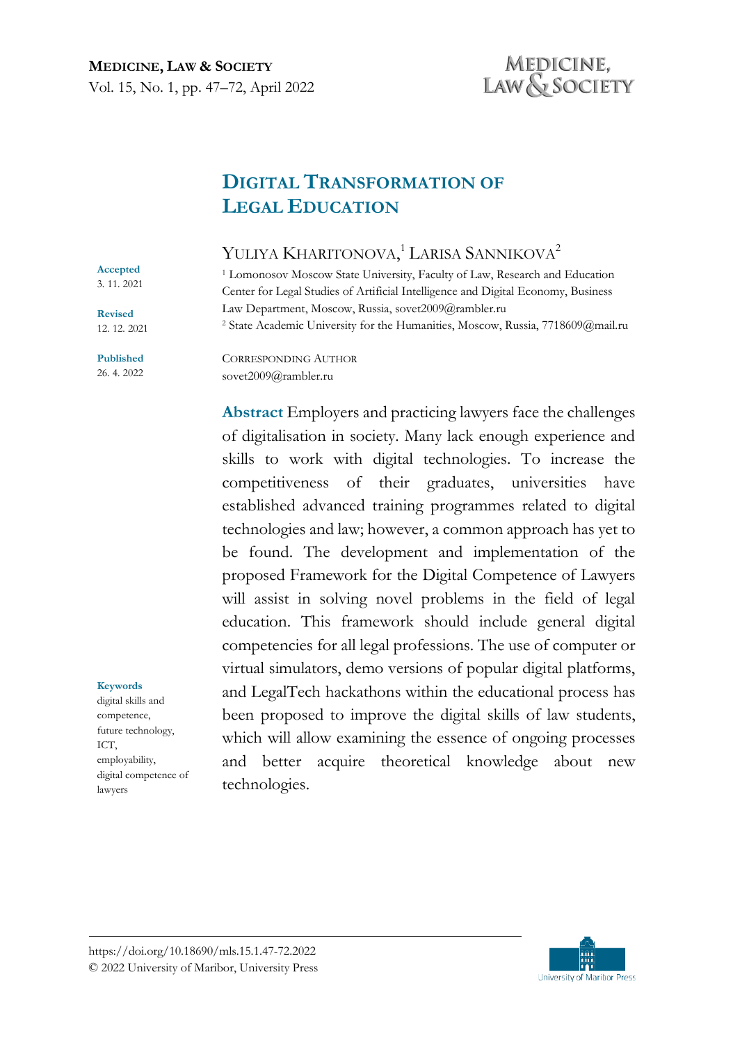# Digital Transformation of Legal Education

Yuliya Kharitonova,[1] Larisa Sannikova[2]

[1] Lomonosov Moscow State University, Faculty of Law, Research and Education Center for Legal Studies of Artificial Intelligence and Digital Economy, Business Law Department, Moscow, Russia, sovet2009@rambler.ru

[2] State Academic University for the Humanities, Moscow, Russia, 7718609@mail.ru

**Accepted** 3. 11. 2021

**Revised** 12. 12. 2021

**Published** 26. 4. 2022

Corresponding Author
sovet2009@rambler.ru

**Abstract** Employers and practicing lawyers face the challenges of digitalisation in society. Many lack enough experience and skills to work with digital technologies. To increase the competitiveness of their graduates, universities have established advanced training programmes related to digital technologies and law; however, a common approach has yet to be found. The development and implementation of the proposed Framework for the Digital Competence of Lawyers will assist in solving novel problems in the field of legal education. This framework should include general digital competencies for all legal professions. The use of computer or virtual simulators, demo versions of popular digital platforms, and LegalTech hackathons within the educational process has been proposed to improve the digital skills of law students, which will allow examining the essence of ongoing processes and better acquire theoretical knowledge about new technologies.

**Keywords**
digital skills and competence, future technology, ICT, employability, digital competence of lawyers

https://doi.org/10.18690/mls.15.1.47-72.2022
© 2022 University of Maribor, University Press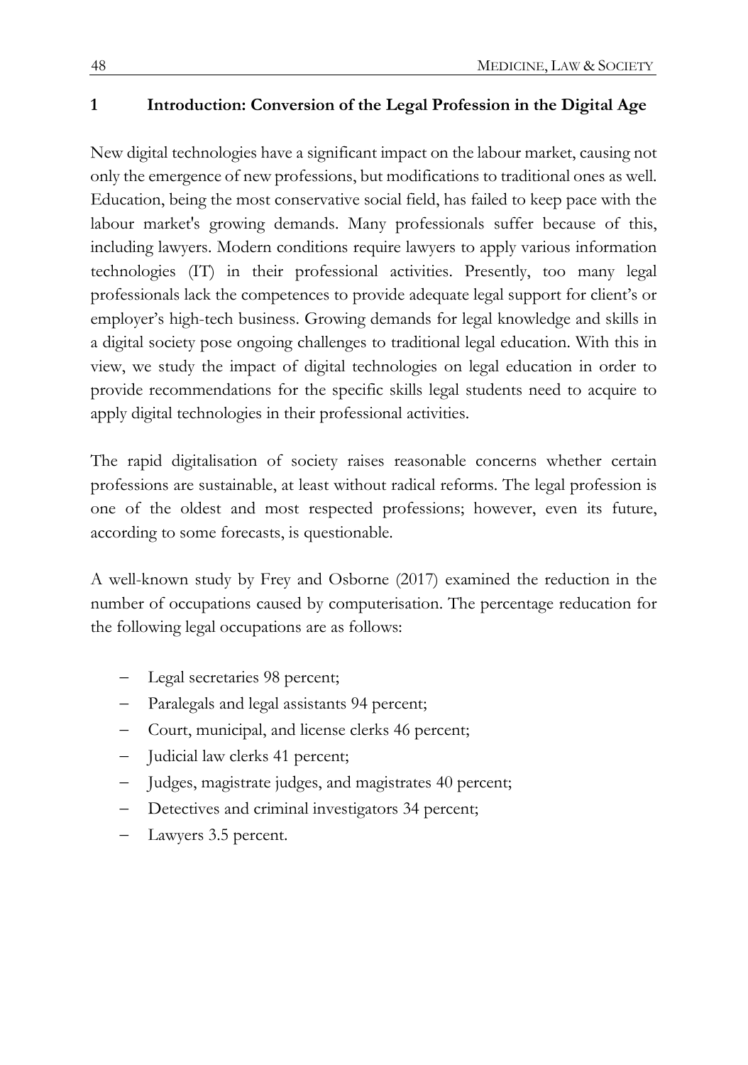## 1 Introduction: Conversion of the Legal Profession in the Digital Age

New digital technologies have a significant impact on the labour market, causing not only the emergence of new professions, but modifications to traditional ones as well. Education, being the most conservative social field, has failed to keep pace with the labour market's growing demands. Many professionals suffer because of this, including lawyers. Modern conditions require lawyers to apply various information technologies (IT) in their professional activities. Presently, too many legal professionals lack the competences to provide adequate legal support for client's or employer's high-tech business. Growing demands for legal knowledge and skills in a digital society pose ongoing challenges to traditional legal education. With this in view, we study the impact of digital technologies on legal education in order to provide recommendations for the specific skills legal students need to acquire to apply digital technologies in their professional activities.

The rapid digitalisation of society raises reasonable concerns whether certain professions are sustainable, at least without radical reforms. The legal profession is one of the oldest and most respected professions; however, even its future, according to some forecasts, is questionable.

A well-known study by Frey and Osborne (2017) examined the reduction in the number of occupations caused by computerisation. The percentage reducation for the following legal occupations are as follows:

- Legal secretaries 98 percent;
- Paralegals and legal assistants 94 percent;
- Court, municipal, and license clerks 46 percent;
- Judicial law clerks 41 percent;
- Judges, magistrate judges, and magistrates 40 percent;
- Detectives and criminal investigators 34 percent;
- Lawyers 3.5 percent.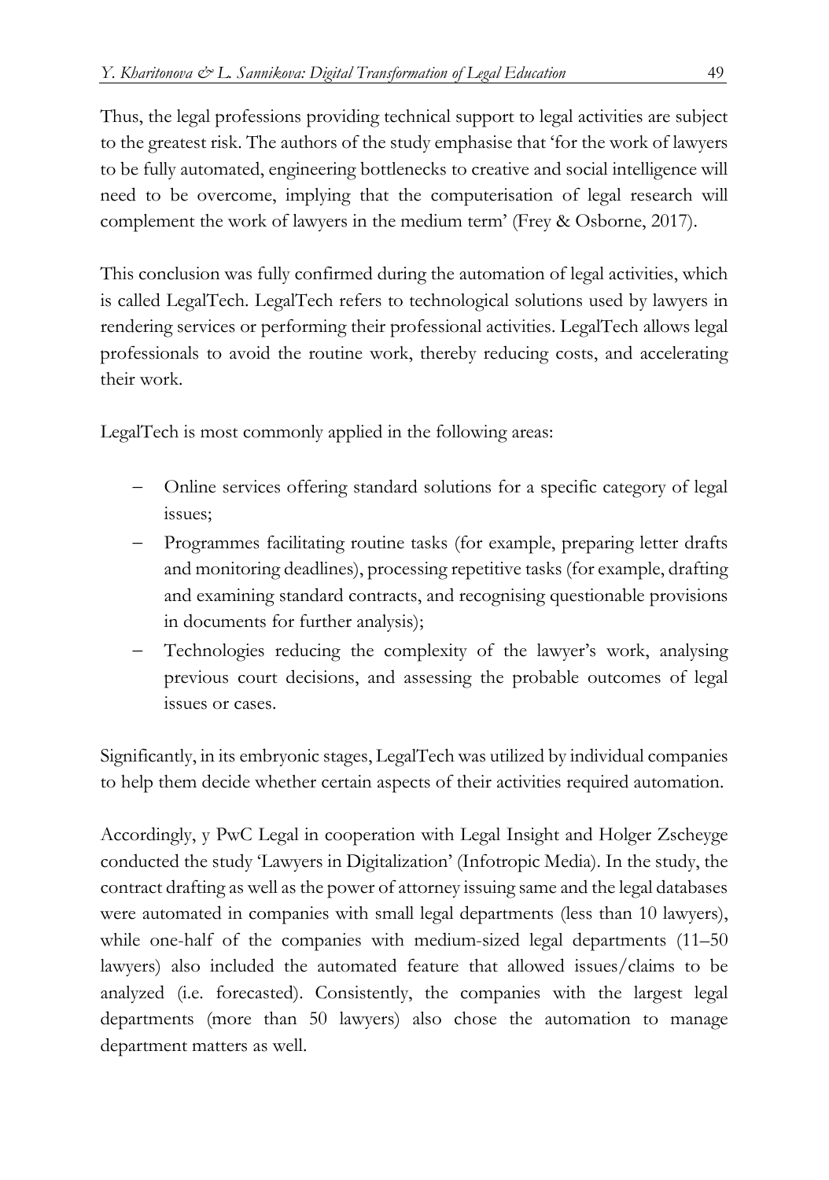Thus, the legal professions providing technical support to legal activities are subject to the greatest risk. The authors of the study emphasise that 'for the work of lawyers to be fully automated, engineering bottlenecks to creative and social intelligence will need to be overcome, implying that the computerisation of legal research will complement the work of lawyers in the medium term' (Frey & Osborne, 2017).

This conclusion was fully confirmed during the automation of legal activities, which is called LegalTech. LegalTech refers to technological solutions used by lawyers in rendering services or performing their professional activities. LegalTech allows legal professionals to avoid the routine work, thereby reducing costs, and accelerating their work.

LegalTech is most commonly applied in the following areas:

- Online services offering standard solutions for a specific category of legal issues;
- Programmes facilitating routine tasks (for example, preparing letter drafts and monitoring deadlines), processing repetitive tasks (for example, drafting and examining standard contracts, and recognising questionable provisions in documents for further analysis);
- Technologies reducing the complexity of the lawyer's work, analysing previous court decisions, and assessing the probable outcomes of legal issues or cases.

Significantly, in its embryonic stages, LegalTech was utilized by individual companies to help them decide whether certain aspects of their activities required automation.

Accordingly, y PwC Legal in cooperation with Legal Insight and Holger Zscheyge conducted the study 'Lawyers in Digitalization' (Infotropic Media). In the study, the contract drafting as well as the power of attorney issuing same and the legal databases were automated in companies with small legal departments (less than 10 lawyers), while one-half of the companies with medium-sized legal departments (11–50 lawyers) also included the automated feature that allowed issues/claims to be analyzed (i.e. forecasted). Consistently, the companies with the largest legal departments (more than 50 lawyers) also chose the automation to manage department matters as well.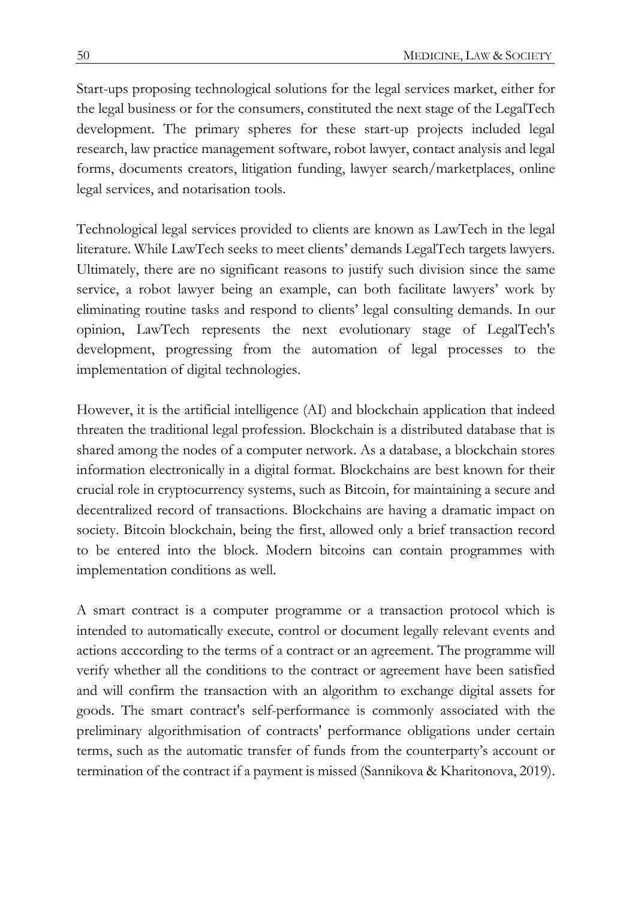Start-ups proposing technological solutions for the legal services market, either for the legal business or for the consumers, constituted the next stage of the LegalTech development. The primary spheres for these start-up projects included legal research, law practice management software, robot lawyer, contact analysis and legal forms, documents creators, litigation funding, lawyer search/marketplaces, online legal services, and notarisation tools.

Technological legal services provided to clients are known as LawTech in the legal literature. While LawTech seeks to meet clients' demands LegalTech targets lawyers. Ultimately, there are no significant reasons to justify such division since the same service, a robot lawyer being an example, can both facilitate lawyers' work by eliminating routine tasks and respond to clients' legal consulting demands. In our opinion, LawTech represents the next evolutionary stage of LegalTech's development, progressing from the automation of legal processes to the implementation of digital technologies.

However, it is the artificial intelligence (AI) and blockchain application that indeed threaten the traditional legal profession. Blockchain is a distributed database that is shared among the nodes of a computer network. As a database, a blockchain stores information electronically in a digital format. Blockchains are best known for their crucial role in cryptocurrency systems, such as Bitcoin, for maintaining a secure and decentralized record of transactions. Blockchains are having a dramatic impact on society. Bitcoin blockchain, being the first, allowed only a brief transaction record to be entered into the block. Modern bitcoins can contain programmes with implementation conditions as well.

A smart contract is a computer programme or a transaction protocol which is intended to automatically execute, control or document legally relevant events and actions acccording to the terms of a contract or an agreement. The programme will verify whether all the conditions to the contract or agreement have been satisfied and will confirm the transaction with an algorithm to exchange digital assets for goods. The smart contract's self-performance is commonly associated with the preliminary algorithmisation of contracts' performance obligations under certain terms, such as the automatic transfer of funds from the counterparty's account or termination of the contract if a payment is missed (Sannikova & Kharitonova, 2019).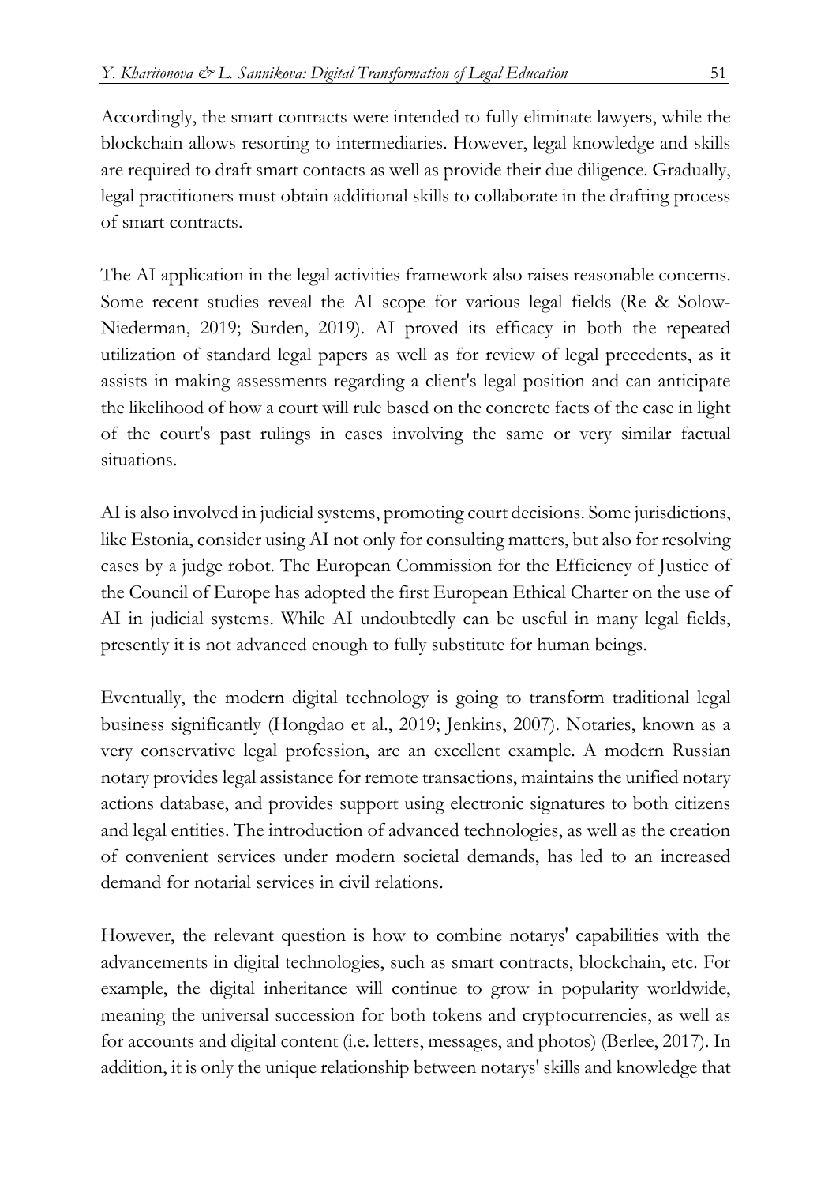Accordingly, the smart contracts were intended to fully eliminate lawyers, while the blockchain allows resorting to intermediaries. However, legal knowledge and skills are required to draft smart contacts as well as provide their due diligence. Gradually, legal practitioners must obtain additional skills to collaborate in the drafting process of smart contracts.

The AI application in the legal activities framework also raises reasonable concerns. Some recent studies reveal the AI scope for various legal fields (Re & Solow-Niederman, 2019; Surden, 2019). AI proved its efficacy in both the repeated utilization of standard legal papers as well as for review of legal precedents, as it assists in making assessments regarding a client's legal position and can anticipate the likelihood of how a court will rule based on the concrete facts of the case in light of the court's past rulings in cases involving the same or very similar factual situations.

AI is also involved in judicial systems, promoting court decisions. Some jurisdictions, like Estonia, consider using AI not only for consulting matters, but also for resolving cases by a judge robot. The European Commission for the Efficiency of Justice of the Council of Europe has adopted the first European Ethical Charter on the use of AI in judicial systems. While AI undoubtedly can be useful in many legal fields, presently it is not advanced enough to fully substitute for human beings.

Eventually, the modern digital technology is going to transform traditional legal business significantly (Hongdao et al., 2019; Jenkins, 2007). Notaries, known as a very conservative legal profession, are an excellent example. A modern Russian notary provides legal assistance for remote transactions, maintains the unified notary actions database, and provides support using electronic signatures to both citizens and legal entities. The introduction of advanced technologies, as well as the creation of convenient services under modern societal demands, has led to an increased demand for notarial services in civil relations.

However, the relevant question is how to combine notarys' capabilities with the advancements in digital technologies, such as smart contracts, blockchain, etc. For example, the digital inheritance will continue to grow in popularity worldwide, meaning the universal succession for both tokens and cryptocurrencies, as well as for accounts and digital content (i.e. letters, messages, and photos) (Berlee, 2017). In addition, it is only the unique relationship between notarys' skills and knowledge that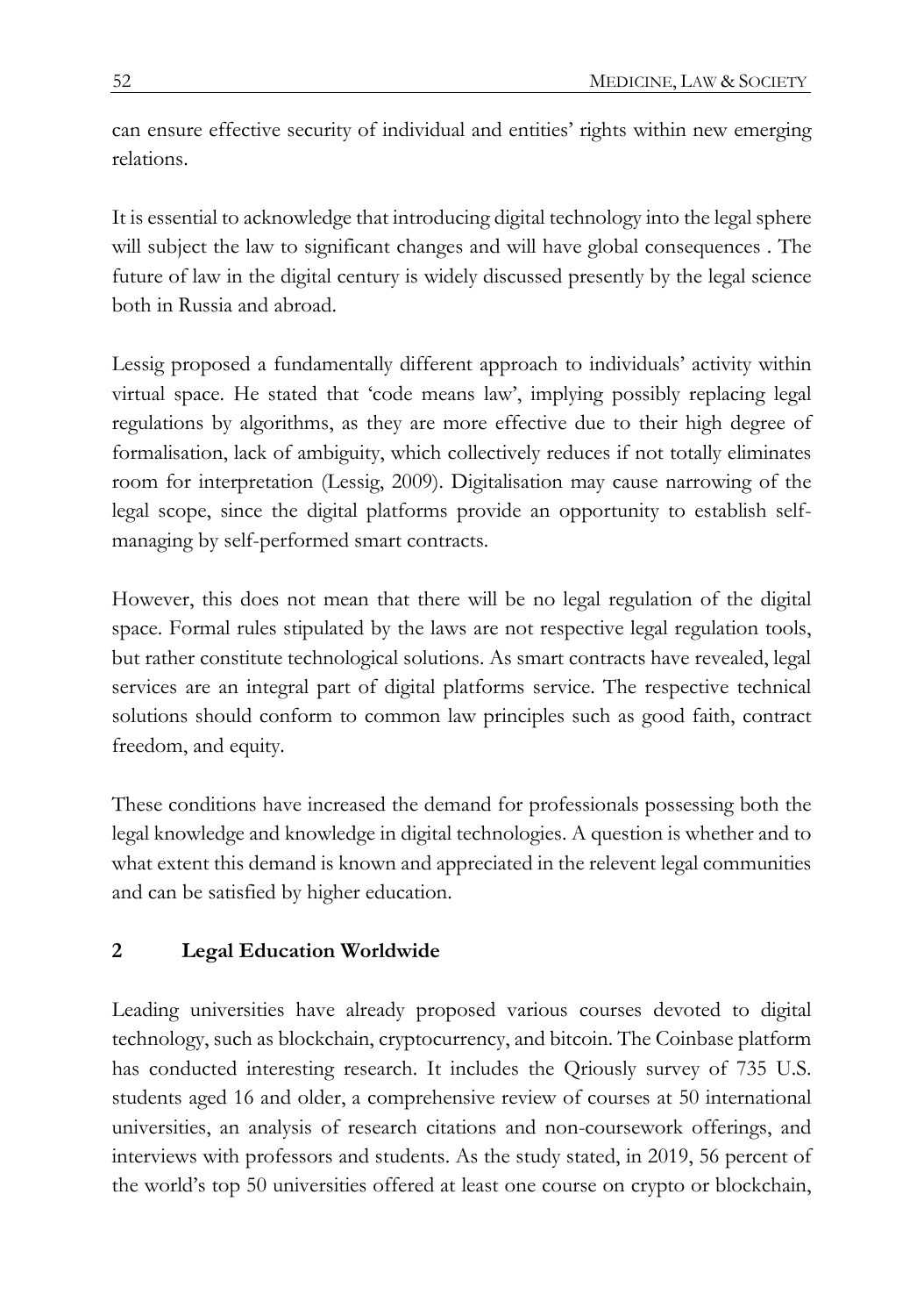can ensure effective security of individual and entities' rights within new emerging relations.

It is essential to acknowledge that introducing digital technology into the legal sphere will subject the law to significant changes and will have global consequences . The future of law in the digital century is widely discussed presently by the legal science both in Russia and abroad.

Lessig proposed a fundamentally different approach to individuals' activity within virtual space. He stated that 'code means law', implying possibly replacing legal regulations by algorithms, as they are more effective due to their high degree of formalisation, lack of ambiguity, which collectively reduces if not totally eliminates room for interpretation (Lessig, 2009). Digitalisation may cause narrowing of the legal scope, since the digital platforms provide an opportunity to establish self-managing by self-performed smart contracts.

However, this does not mean that there will be no legal regulation of the digital space. Formal rules stipulated by the laws are not respective legal regulation tools, but rather constitute technological solutions. As smart contracts have revealed, legal services are an integral part of digital platforms service. The respective technical solutions should conform to common law principles such as good faith, contract freedom, and equity.

These conditions have increased the demand for professionals possessing both the legal knowledge and knowledge in digital technologies. A question is whether and to what extent this demand is known and appreciated in the relevent legal communities and can be satisfied by higher education.

## 2 Legal Education Worldwide

Leading universities have already proposed various courses devoted to digital technology, such as blockchain, cryptocurrency, and bitcoin. The Coinbase platform has conducted interesting research. It includes the Qriously survey of 735 U.S. students aged 16 and older, a comprehensive review of courses at 50 international universities, an analysis of research citations and non-coursework offerings, and interviews with professors and students. As the study stated, in 2019, 56 percent of the world's top 50 universities offered at least one course on crypto or blockchain,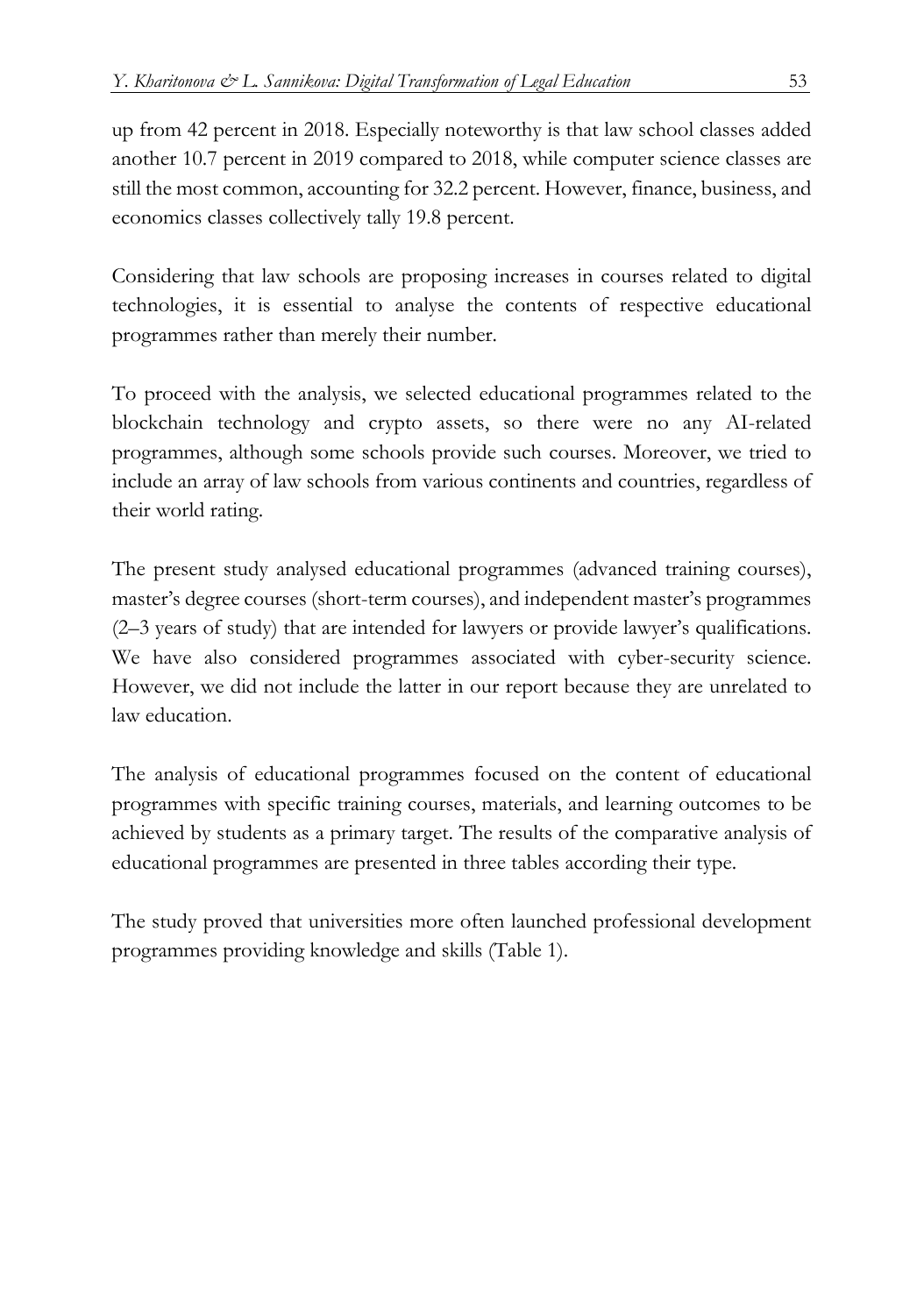up from 42 percent in 2018. Especially noteworthy is that law school classes added another 10.7 percent in 2019 compared to 2018, while computer science classes are still the most common, accounting for 32.2 percent. However, finance, business, and economics classes collectively tally 19.8 percent.

Considering that law schools are proposing increases in courses related to digital technologies, it is essential to analyse the contents of respective educational programmes rather than merely their number.

To proceed with the analysis, we selected educational programmes related to the blockchain technology and crypto assets, so there were no any AI-related programmes, although some schools provide such courses. Moreover, we tried to include an array of law schools from various continents and countries, regardless of their world rating.

The present study analysed educational programmes (advanced training courses), master's degree courses (short-term courses), and independent master's programmes (2–3 years of study) that are intended for lawyers or provide lawyer's qualifications. We have also considered programmes associated with cyber-security science. However, we did not include the latter in our report because they are unrelated to law education.

The analysis of educational programmes focused on the content of educational programmes with specific training courses, materials, and learning outcomes to be achieved by students as a primary target. The results of the comparative analysis of educational programmes are presented in three tables according their type.

The study proved that universities more often launched professional development programmes providing knowledge and skills (Table 1).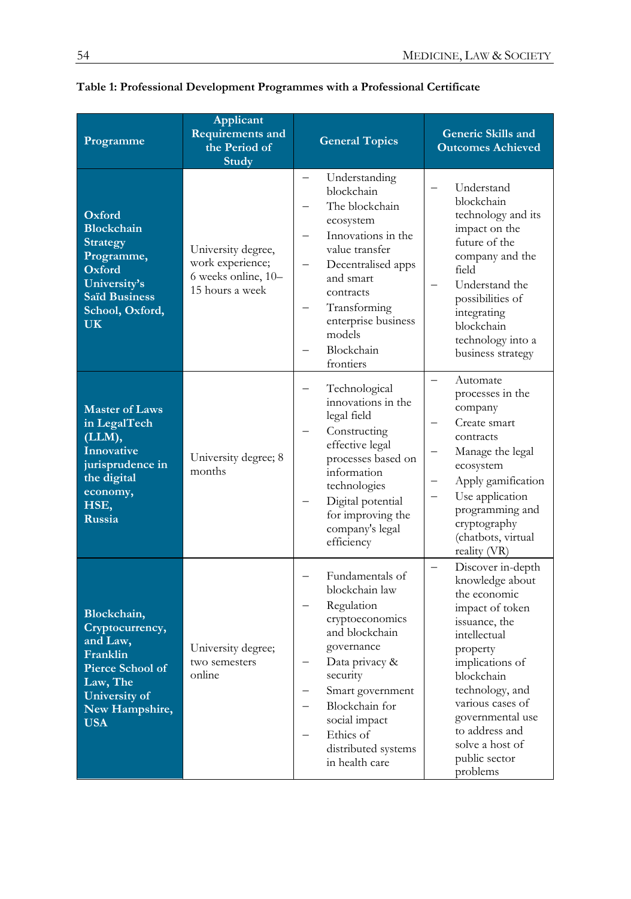**Table 1: Professional Development Programmes with a Professional Certificate**

| Programme | Applicant Requirements and the Period of Study | General Topics | Generic Skills and Outcomes Achieved |
|---|---|---|---|
| **Oxford Blockchain Strategy Programme, Oxford University's Saïd Business School, Oxford, UK** | University degree, work experience; 6 weeks online, 10–15 hours a week | – Understanding blockchain<br>– The blockchain ecosystem<br>– Innovations in the value transfer<br>– Decentralised apps and smart contracts<br>– Transforming enterprise business models<br>– Blockchain frontiers | – Understand blockchain technology and its impact on the future of the company and the field<br>– Understand the possibilities of integrating blockchain technology into a business strategy |
| **Master of Laws in LegalTech (LLM), Innovative jurisprudence in the digital economy, HSE, Russia** | University degree; 8 months | – Technological innovations in the legal field<br>– Constructing effective legal processes based on information technologies<br>– Digital potential for improving the company's legal efficiency | – Automate processes in the company<br>– Create smart contracts<br>– Manage the legal ecosystem<br>– Apply gamification<br>– Use application programming and cryptography (chatbots, virtual reality (VR) |
| **Blockchain, Cryptocurrency, and Law, Franklin Pierce School of Law, The University of New Hampshire, USA** | University degree; two semesters online | – Fundamentals of blockchain law<br>– Regulation cryptoeconomics and blockchain governance<br>– Data privacy & security<br>– Smart government<br>– Blockchain for social impact<br>– Ethics of distributed systems in health care | – Discover in-depth knowledge about the economic impact of token issuance, the intellectual property implications of blockchain technology, and various cases of governmental use to address and solve a host of public sector problems |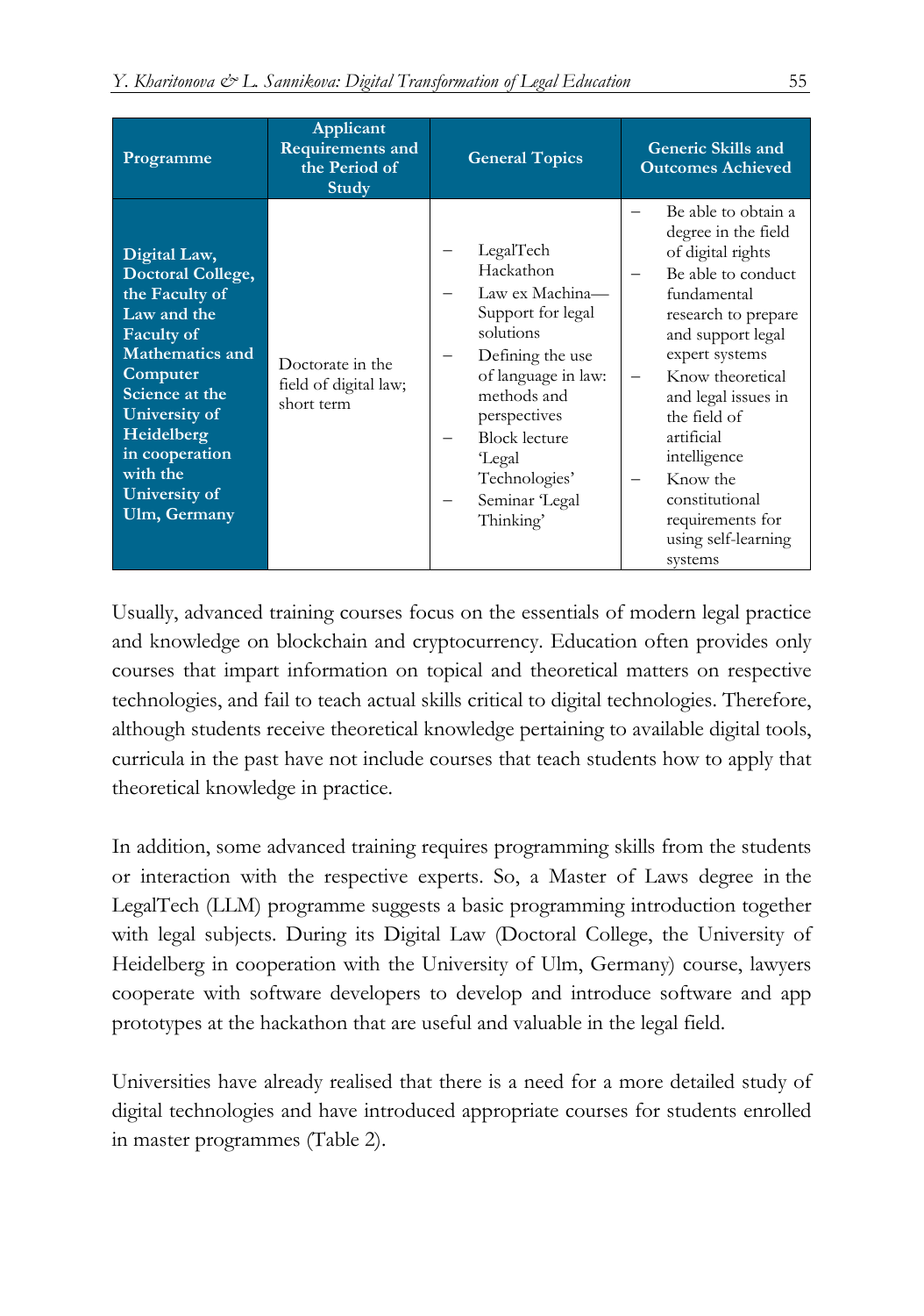| Programme | Applicant Requirements and the Period of Study | General Topics | Generic Skills and Outcomes Achieved |
|---|---|---|---|
| **Digital Law, Doctoral College, the Faculty of Law and the Faculty of Mathematics and Computer Science at the University of Heidelberg in cooperation with the University of Ulm, Germany** | Doctorate in the field of digital law; short term | – LegalTech Hackathon<br>– Law ex Machina—Support for legal solutions<br>– Defining the use of language in law: methods and perspectives<br>– Block lecture 'Legal Technologies'<br>– Seminar 'Legal Thinking' | – Be able to obtain a degree in the field of digital rights<br>– Be able to conduct fundamental research to prepare and support legal expert systems<br>– Know theoretical and legal issues in the field of artificial intelligence<br>– Know the constitutional requirements for using self-learning systems |

Usually, advanced training courses focus on the essentials of modern legal practice and knowledge on blockchain and cryptocurrency. Education often provides only courses that impart information on topical and theoretical matters on respective technologies, and fail to teach actual skills critical to digital technologies. Therefore, although students receive theoretical knowledge pertaining to available digital tools, curricula in the past have not include courses that teach students how to apply that theoretical knowledge in practice.

In addition, some advanced training requires programming skills from the students or interaction with the respective experts. So, a Master of Laws degree in the LegalTech (LLM) programme suggests a basic programming introduction together with legal subjects. During its Digital Law (Doctoral College, the University of Heidelberg in cooperation with the University of Ulm, Germany) course, lawyers cooperate with software developers to develop and introduce software and app prototypes at the hackathon that are useful and valuable in the legal field.

Universities have already realised that there is a need for a more detailed study of digital technologies and have introduced appropriate courses for students enrolled in master programmes (Table 2).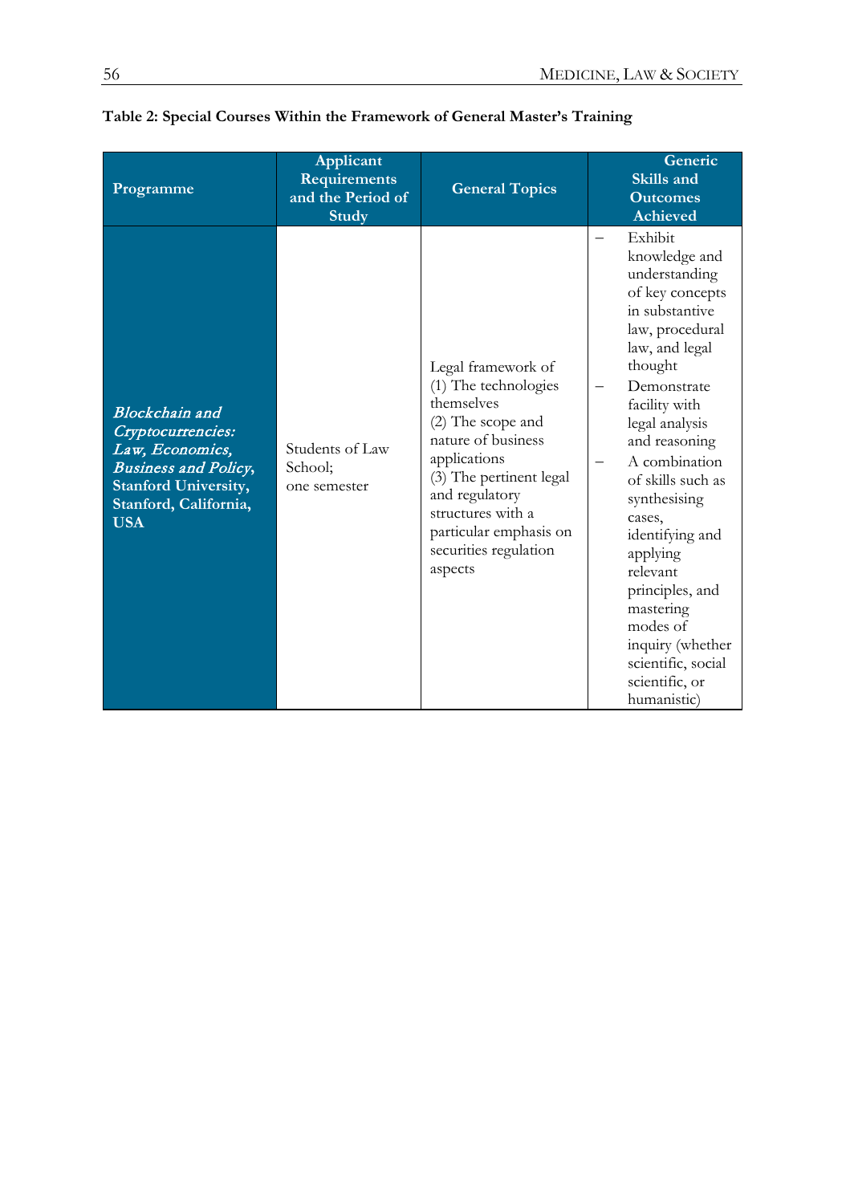**Table 2: Special Courses Within the Framework of General Master's Training**

| Programme | Applicant Requirements and the Period of Study | General Topics | Generic Skills and Outcomes Achieved |
|---|---|---|---|
| ***Blockchain and Cryptocurrencies: Law, Economics, Business and Policy*, Stanford University, Stanford, California, USA** | Students of Law School; one semester | Legal framework of (1) The technologies themselves (2) The scope and nature of business applications (3) The pertinent legal and regulatory structures with a particular emphasis on securities regulation aspects | – Exhibit knowledge and understanding of key concepts in substantive law, procedural law, and legal thought<br>– Demonstrate facility with legal analysis and reasoning<br>– A combination of skills such as synthesising cases, identifying and applying relevant principles, and mastering modes of inquiry (whether scientific, social scientific, or humanistic) |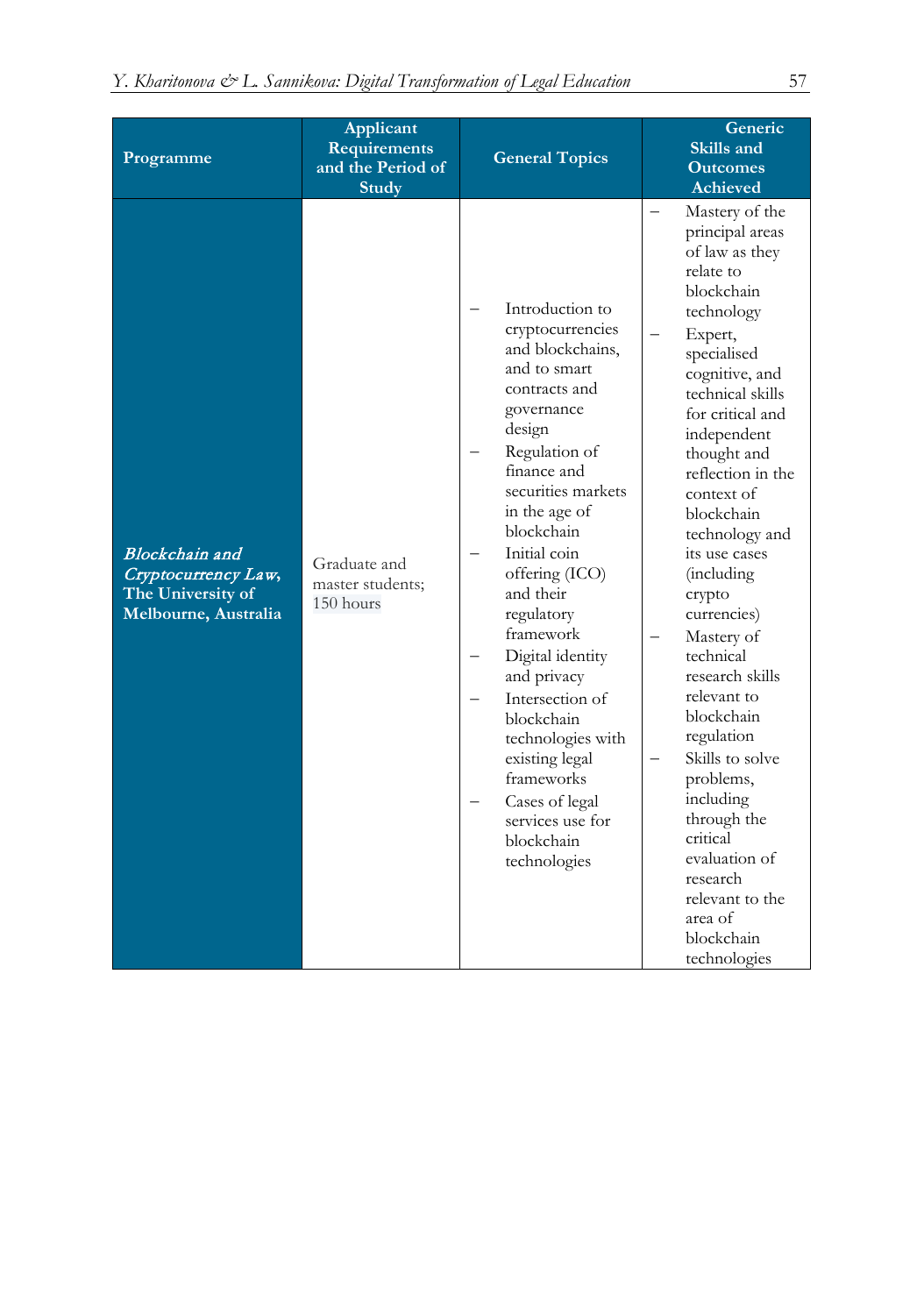| Programme | Applicant Requirements and the Period of Study | General Topics | Generic Skills and Outcomes Achieved |
|---|---|---|---|
| ***Blockchain and Cryptocurrency Law*, The University of Melbourne, Australia** | Graduate and master students; 150 hours | – Introduction to cryptocurrencies and blockchains, and to smart contracts and governance design<br>– Regulation of finance and securities markets in the age of blockchain<br>– Initial coin offering (ICO) and their regulatory framework<br>– Digital identity and privacy<br>– Intersection of blockchain technologies with existing legal frameworks<br>– Cases of legal services use for blockchain technologies | – Mastery of the principal areas of law as they relate to blockchain technology<br>– Expert, specialised cognitive, and technical skills for critical and independent thought and reflection in the context of blockchain technology and its use cases (including crypto currencies)<br>– Mastery of technical research skills relevant to blockchain regulation<br>– Skills to solve problems, including through the critical evaluation of research relevant to the area of blockchain technologies |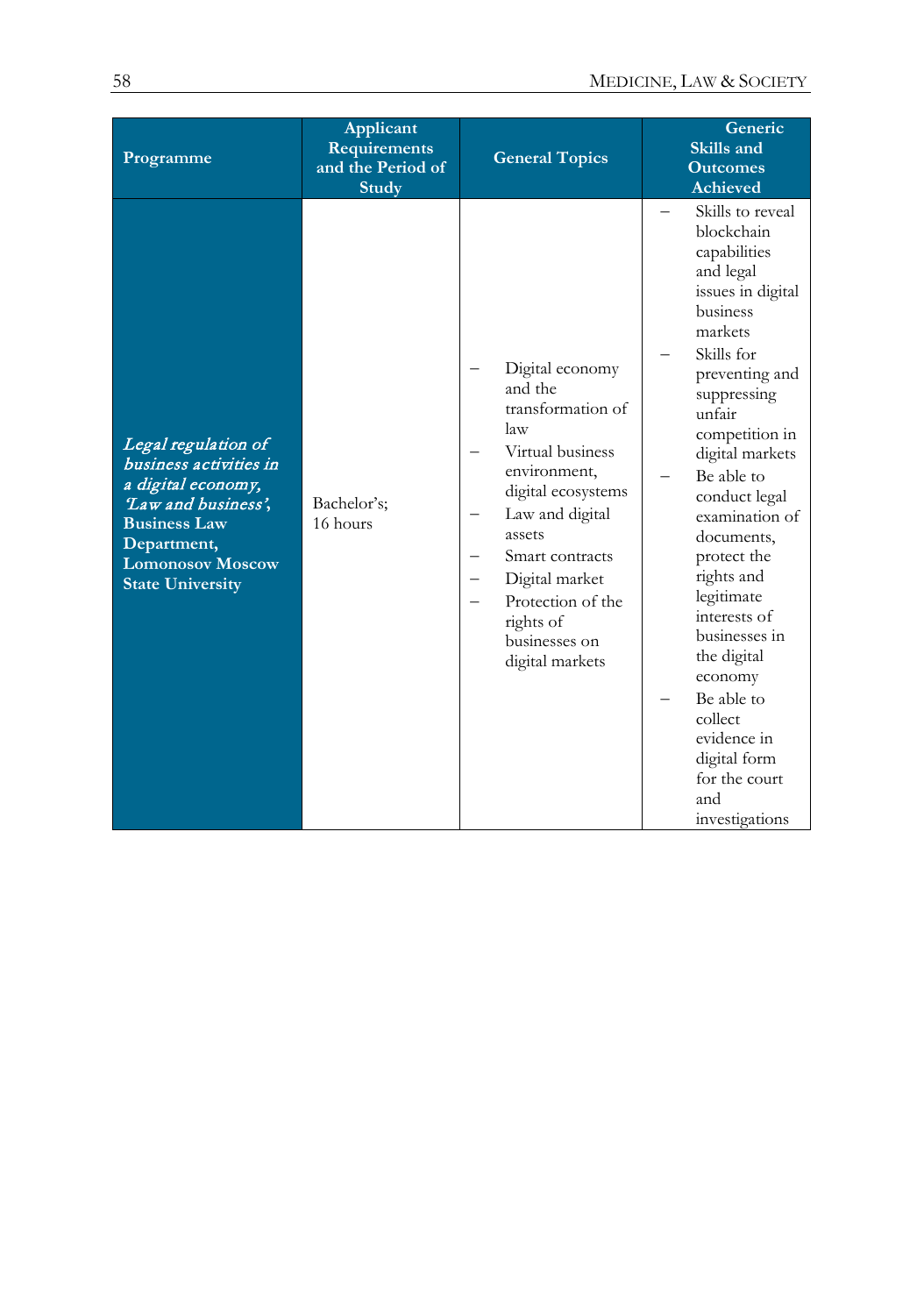| Programme | Applicant Requirements and the Period of Study | General Topics | Generic Skills and Outcomes Achieved |
|---|---|---|---|
| ***Legal regulation of business activities in a digital economy, 'Law and business',*** **Business Law Department, Lomonosov Moscow State University** | Bachelor's; 16 hours | – Digital economy and the transformation of law<br>– Virtual business environment, digital ecosystems<br>– Law and digital assets<br>– Smart contracts<br>– Digital market<br>– Protection of the rights of businesses on digital markets | – Skills to reveal blockchain capabilities and legal issues in digital business markets<br>– Skills for preventing and suppressing unfair competition in digital markets<br>– Be able to conduct legal examination of documents, protect the rights and legitimate interests of businesses in the digital economy<br>– Be able to collect evidence in digital form for the court and investigations |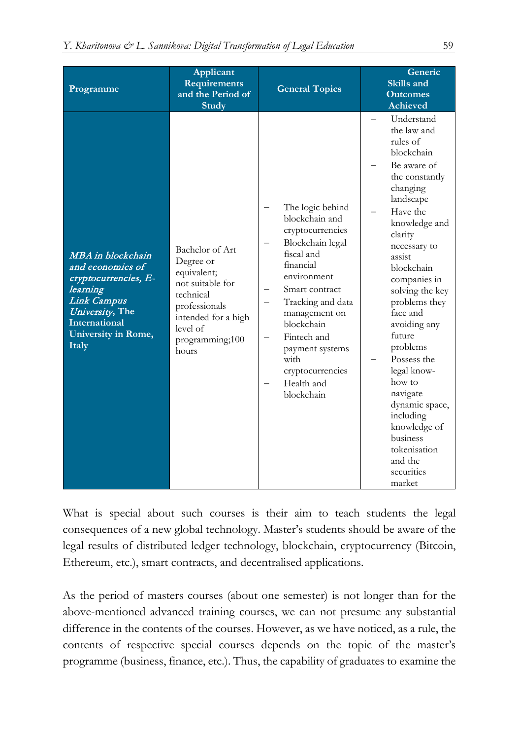| Programme | Applicant Requirements and the Period of Study | General Topics | Generic Skills and Outcomes Achieved |
|---|---|---|---|
| *MBA in blockchain and economics of cryptocurrencies, E-learning* *Link Campus University*, **The International University in Rome, Italy** | Bachelor of Art Degree or equivalent; not suitable for technical professionals intended for a high level of programming;100 hours | – The logic behind blockchain and cryptocurrencies <br> – Blockchain legal fiscal and financial environment <br> – Smart contract <br> – Tracking and data management on blockchain <br> – Fintech and payment systems with cryptocurrencies <br> – Health and blockchain | – Understand the law and rules of blockchain <br> – Be aware of the constantly changing landscape <br> – Have the knowledge and clarity necessary to assist blockchain companies in solving the key problems they face and avoiding any future problems <br> – Possess the legal know-how to navigate dynamic space, including knowledge of business tokenisation and the securities market |

What is special about such courses is their aim to teach students the legal consequences of a new global technology. Master's students should be aware of the legal results of distributed ledger technology, blockchain, cryptocurrency (Bitcoin, Ethereum, etc.), smart contracts, and decentralised applications.

As the period of masters courses (about one semester) is not longer than for the above-mentioned advanced training courses, we can not presume any substantial difference in the contents of the courses. However, as we have noticed, as a rule, the contents of respective special courses depends on the topic of the master's programme (business, finance, etc.). Thus, the capability of graduates to examine the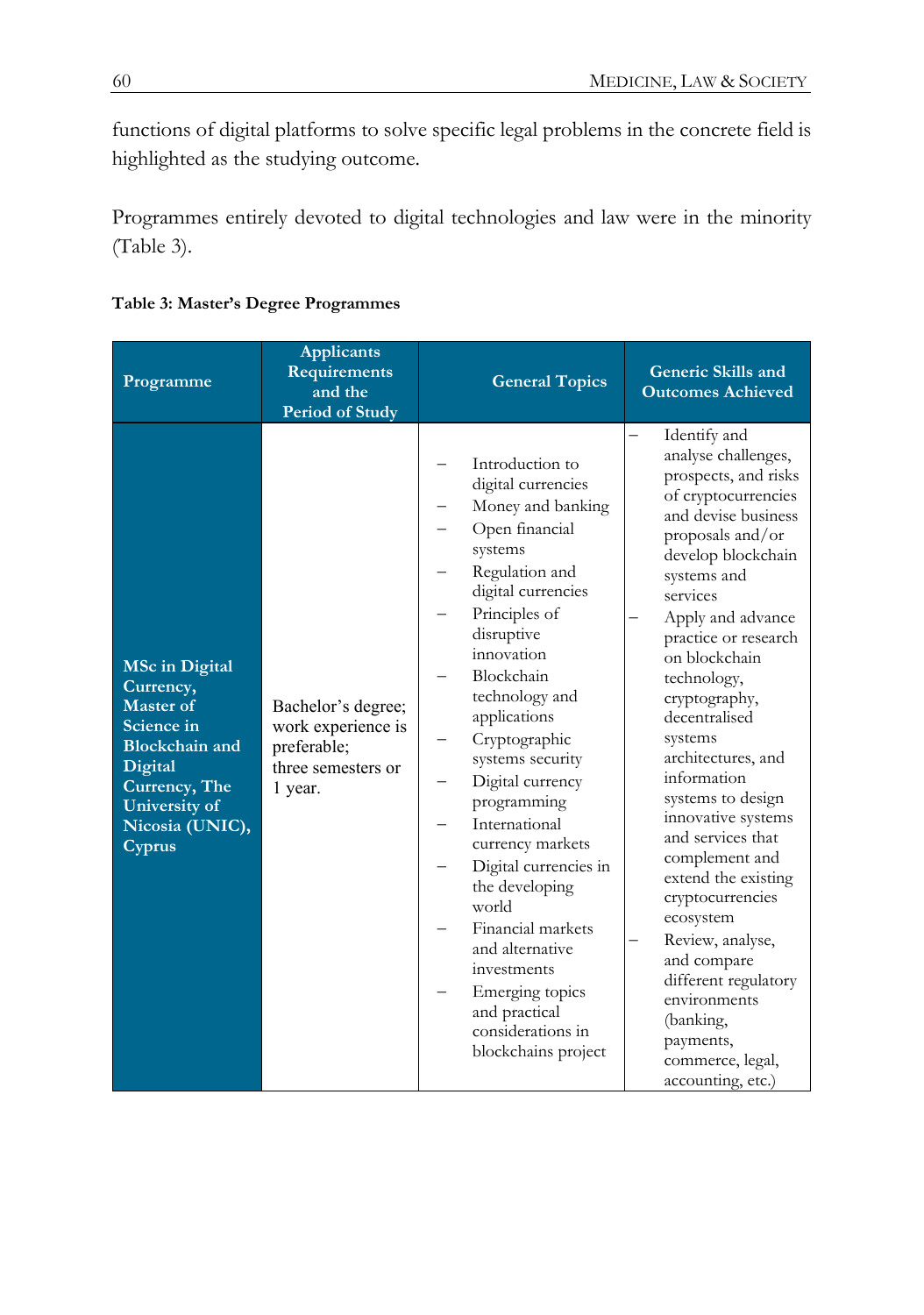functions of digital platforms to solve specific legal problems in the concrete field is highlighted as the studying outcome.

Programmes entirely devoted to digital technologies and law were in the minority (Table 3).

**Table 3: Master's Degree Programmes**

| Programme | Applicants Requirements and the Period of Study | General Topics | Generic Skills and Outcomes Achieved |
|---|---|---|---|
| **MSc in Digital Currency, Master of Science in Blockchain and Digital Currency, The University of Nicosia (UNIC), Cyprus** | Bachelor's degree; work experience is preferable; three semesters or 1 year. | – Introduction to digital currencies<br>– Money and banking<br>– Open financial systems<br>– Regulation and digital currencies<br>– Principles of disruptive innovation<br>– Blockchain technology and applications<br>– Cryptographic systems security<br>– Digital currency programming<br>– International currency markets<br>– Digital currencies in the developing world<br>– Financial markets and alternative investments<br>– Emerging topics and practical considerations in blockchains project | – Identify and analyse challenges, prospects, and risks of cryptocurrencies and devise business proposals and/or develop blockchain systems and services<br>– Apply and advance practice or research on blockchain technology, cryptography, decentralised systems architectures, and information systems to design innovative systems and services that complement and extend the existing cryptocurrencies ecosystem<br>– Review, analyse, and compare different regulatory environments (banking, payments, commerce, legal, accounting, etc.) |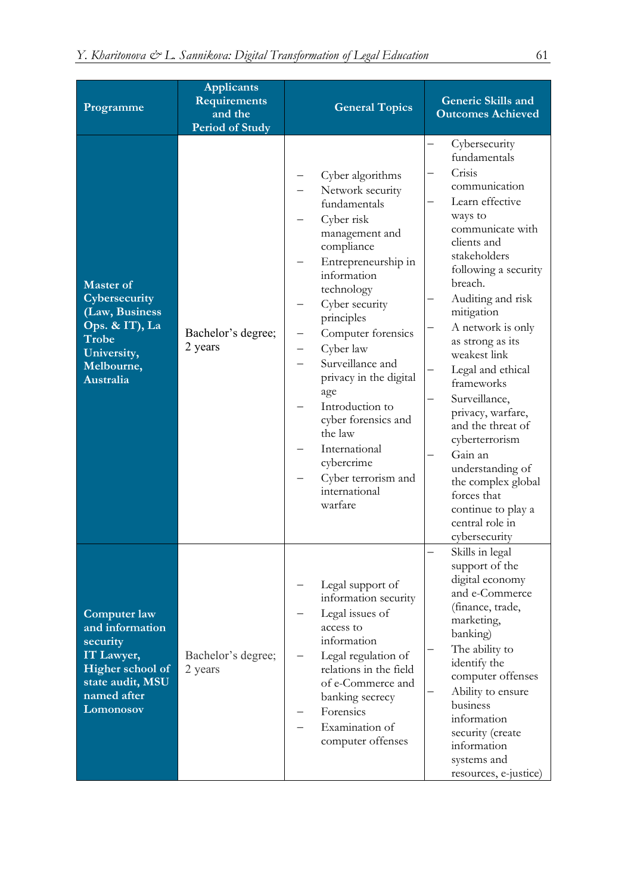| Programme | Applicants Requirements and the Period of Study | General Topics | Generic Skills and Outcomes Achieved |
|---|---|---|---|
| **Master of Cybersecurity (Law, Business Ops. & IT), La Trobe University, Melbourne, Australia** | Bachelor's degree; 2 years | – Cyber algorithms<br>– Network security fundamentals<br>– Cyber risk management and compliance<br>– Entrepreneurship in information technology<br>– Cyber security principles<br>– Computer forensics<br>– Cyber law<br>– Surveillance and privacy in the digital age<br>– Introduction to cyber forensics and the law<br>– International cybercrime<br>– Cyber terrorism and international warfare | – Cybersecurity fundamentals<br>– Crisis communication<br>– Learn effective ways to communicate with clients and stakeholders following a security breach.<br>– Auditing and risk mitigation<br>– A network is only as strong as its weakest link<br>– Legal and ethical frameworks<br>– Surveillance, privacy, warfare, and the threat of cyberterrorism<br>– Gain an understanding of the complex global forces that continue to play a central role in cybersecurity |
| **Computer law and information security IT Lawyer, Higher school of state audit, MSU named after Lomonosov** | Bachelor's degree; 2 years | – Legal support of information security<br>– Legal issues of access to information<br>– Legal regulation of relations in the field of e-Commerce and banking secrecy<br>– Forensics<br>– Examination of computer offenses | – Skills in legal support of the digital economy and e-Commerce (finance, trade, marketing, banking)<br>– The ability to identify the computer offenses<br>– Ability to ensure business information security (create information systems and resources, e-justice) |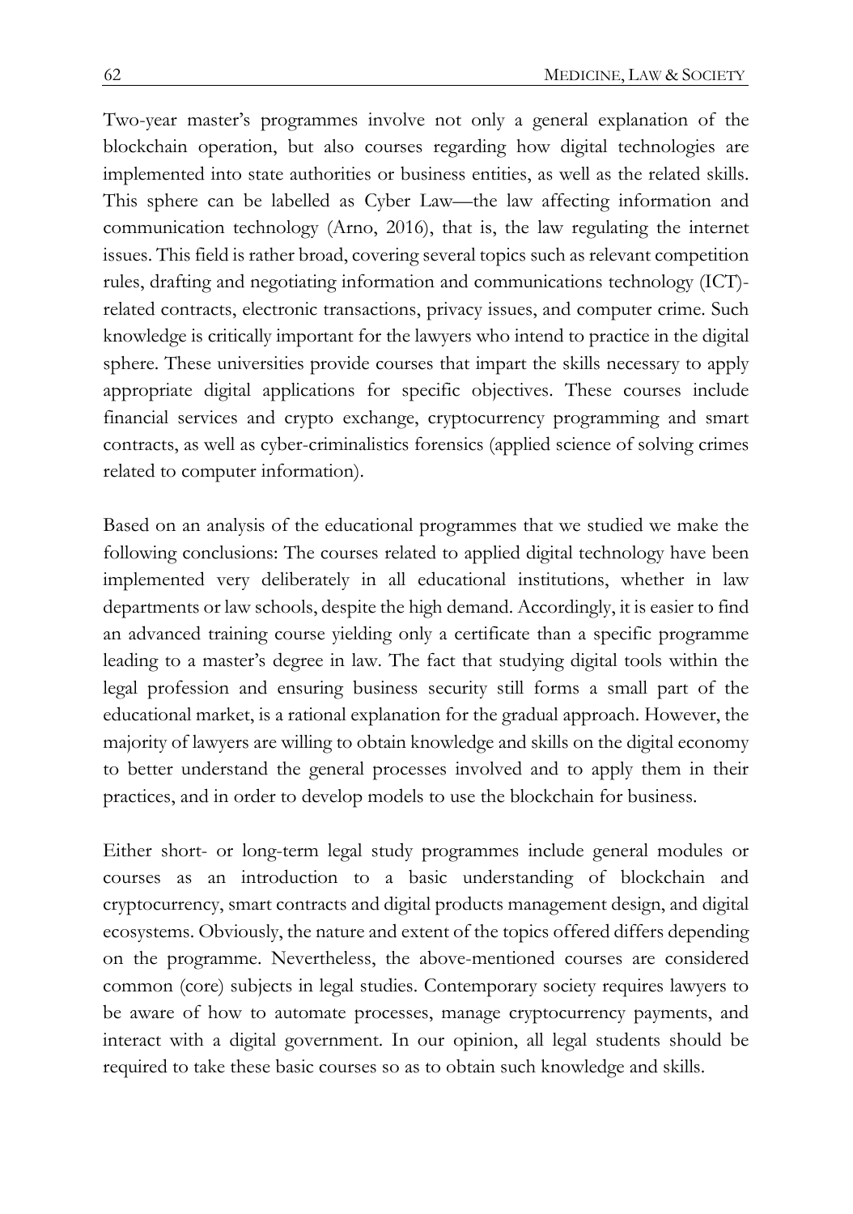Two-year master's programmes involve not only a general explanation of the blockchain operation, but also courses regarding how digital technologies are implemented into state authorities or business entities, as well as the related skills. This sphere can be labelled as Cyber Law—the law affecting information and communication technology (Arno, 2016), that is, the law regulating the internet issues. This field is rather broad, covering several topics such as relevant competition rules, drafting and negotiating information and communications technology (ICT)-related contracts, electronic transactions, privacy issues, and computer crime. Such knowledge is critically important for the lawyers who intend to practice in the digital sphere. These universities provide courses that impart the skills necessary to apply appropriate digital applications for specific objectives. These courses include financial services and crypto exchange, cryptocurrency programming and smart contracts, as well as cyber-criminalistics forensics (applied science of solving crimes related to computer information).

Based on an analysis of the educational programmes that we studied we make the following conclusions: The courses related to applied digital technology have been implemented very deliberately in all educational institutions, whether in law departments or law schools, despite the high demand. Accordingly, it is easier to find an advanced training course yielding only a certificate than a specific programme leading to a master's degree in law. The fact that studying digital tools within the legal profession and ensuring business security still forms a small part of the educational market, is a rational explanation for the gradual approach. However, the majority of lawyers are willing to obtain knowledge and skills on the digital economy to better understand the general processes involved and to apply them in their practices, and in order to develop models to use the blockchain for business.

Either short- or long-term legal study programmes include general modules or courses as an introduction to a basic understanding of blockchain and cryptocurrency, smart contracts and digital products management design, and digital ecosystems. Obviously, the nature and extent of the topics offered differs depending on the programme. Nevertheless, the above-mentioned courses are considered common (core) subjects in legal studies. Contemporary society requires lawyers to be aware of how to automate processes, manage cryptocurrency payments, and interact with a digital government. In our opinion, all legal students should be required to take these basic courses so as to obtain such knowledge and skills.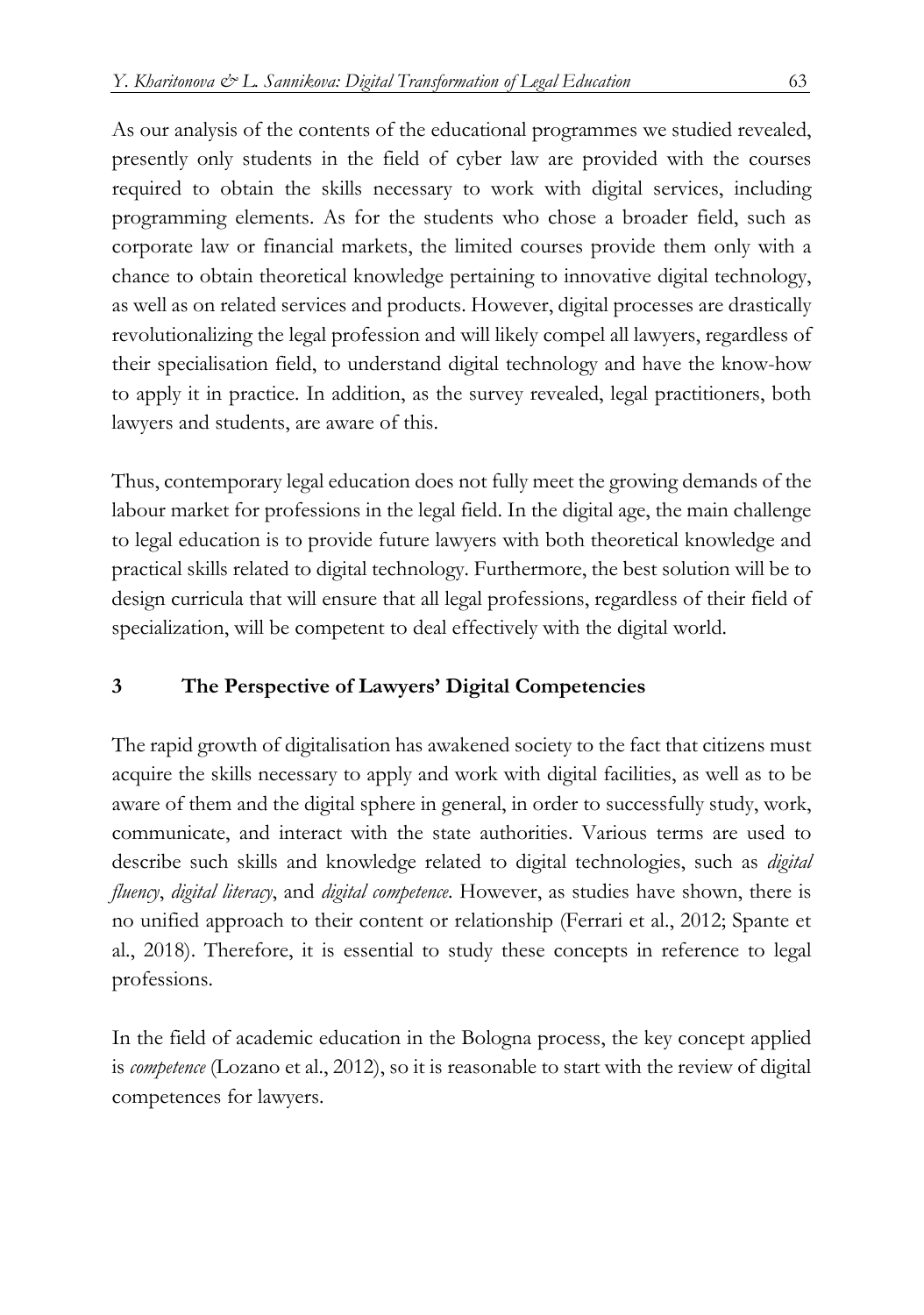As our analysis of the contents of the educational programmes we studied revealed, presently only students in the field of cyber law are provided with the courses required to obtain the skills necessary to work with digital services, including programming elements. As for the students who chose a broader field, such as corporate law or financial markets, the limited courses provide them only with a chance to obtain theoretical knowledge pertaining to innovative digital technology, as well as on related services and products. However, digital processes are drastically revolutionalizing the legal profession and will likely compel all lawyers, regardless of their specialisation field, to understand digital technology and have the know-how to apply it in practice. In addition, as the survey revealed, legal practitioners, both lawyers and students, are aware of this.

Thus, contemporary legal education does not fully meet the growing demands of the labour market for professions in the legal field. In the digital age, the main challenge to legal education is to provide future lawyers with both theoretical knowledge and practical skills related to digital technology. Furthermore, the best solution will be to design curricula that will ensure that all legal professions, regardless of their field of specialization, will be competent to deal effectively with the digital world.

## 3 The Perspective of Lawyers' Digital Competencies

The rapid growth of digitalisation has awakened society to the fact that citizens must acquire the skills necessary to apply and work with digital facilities, as well as to be aware of them and the digital sphere in general, in order to successfully study, work, communicate, and interact with the state authorities. Various terms are used to describe such skills and knowledge related to digital technologies, such as *digital fluency*, *digital literacy*, and *digital competence*. However, as studies have shown, there is no unified approach to their content or relationship (Ferrari et al., 2012; Spante et al., 2018). Therefore, it is essential to study these concepts in reference to legal professions.

In the field of academic education in the Bologna process, the key concept applied is *competence* (Lozano et al., 2012), so it is reasonable to start with the review of digital competences for lawyers.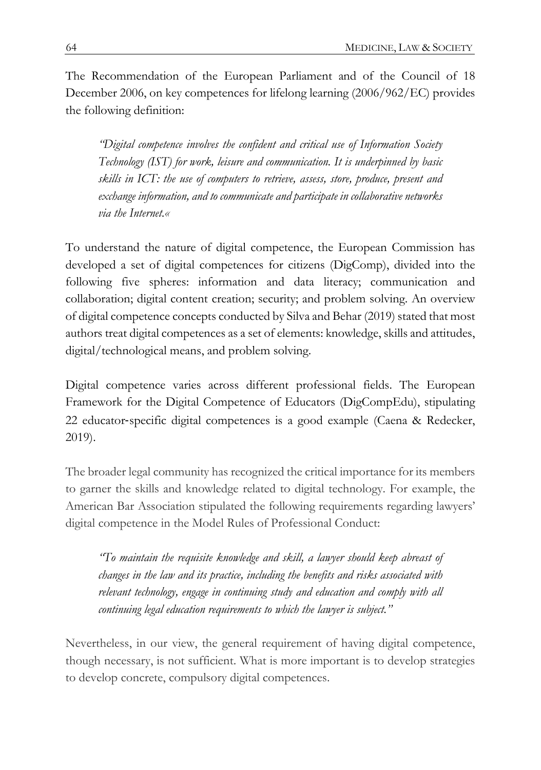The Recommendation of the European Parliament and of the Council of 18 December 2006, on key competences for lifelong learning (2006/962/EC) provides the following definition:

> *"Digital competence involves the confident and critical use of Information Society Technology (IST) for work, leisure and communication. It is underpinned by basic skills in ICT: the use of computers to retrieve, assess, store, produce, present and exchange information, and to communicate and participate in collaborative networks via the Internet.«*

To understand the nature of digital competence, the European Commission has developed a set of digital competences for citizens (DigComp), divided into the following five spheres: information and data literacy; communication and collaboration; digital content creation; security; and problem solving. An overview of digital competence concepts conducted by Silva and Behar (2019) stated that most authors treat digital competences as a set of elements: knowledge, skills and attitudes, digital/technological means, and problem solving.

Digital competence varies across different professional fields. The European Framework for the Digital Competence of Educators (DigCompEdu), stipulating 22 educator-specific digital competences is a good example (Caena & Redecker, 2019).

The broader legal community has recognized the critical importance for its members to garner the skills and knowledge related to digital technology. For example, the American Bar Association stipulated the following requirements regarding lawyers' digital competence in the Model Rules of Professional Conduct:

> *"To maintain the requisite knowledge and skill, a lawyer should keep abreast of changes in the law and its practice, including the benefits and risks associated with relevant technology, engage in continuing study and education and comply with all continuing legal education requirements to which the lawyer is subject."*

Nevertheless, in our view, the general requirement of having digital competence, though necessary, is not sufficient. What is more important is to develop strategies to develop concrete, compulsory digital competences.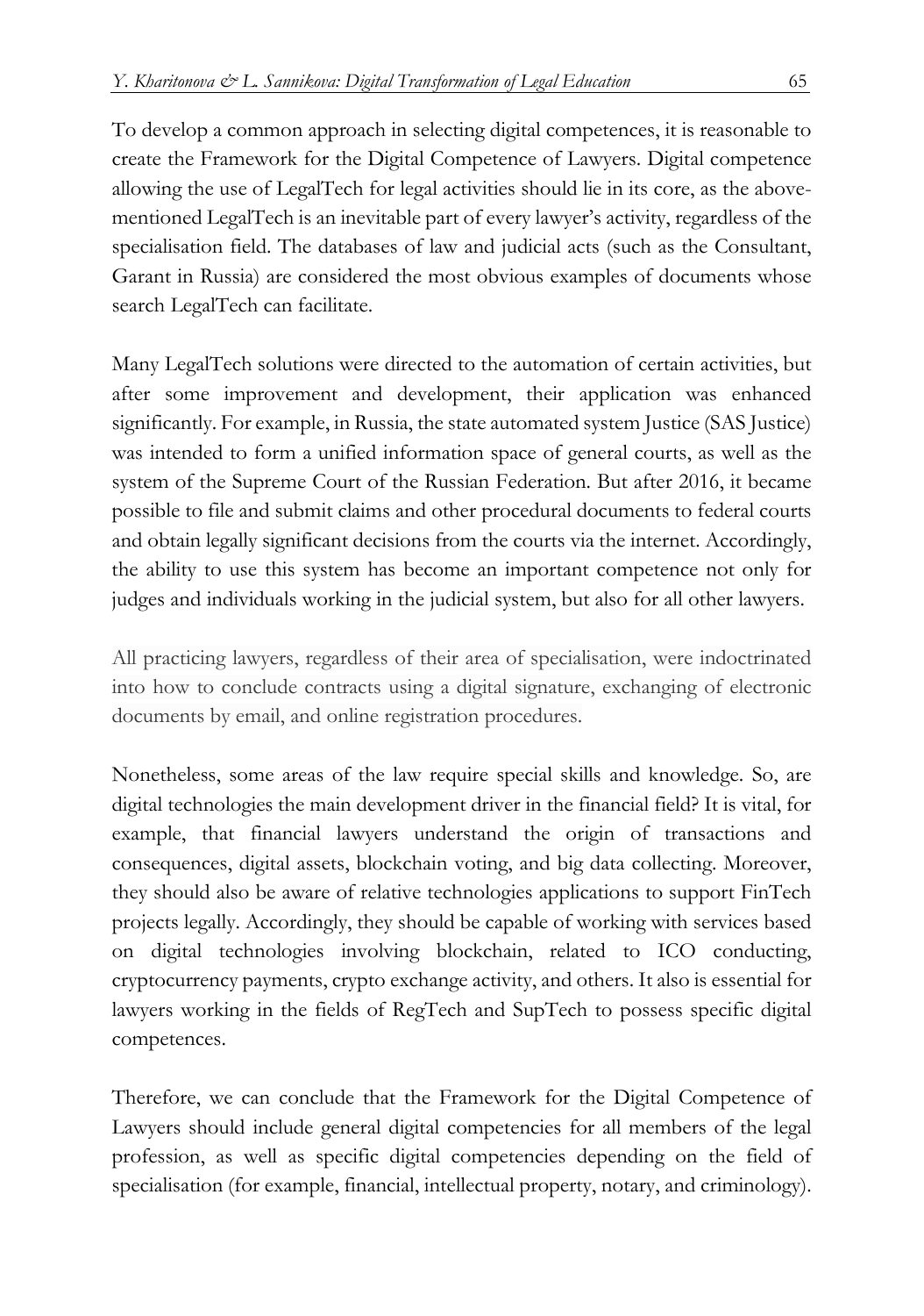To develop a common approach in selecting digital competences, it is reasonable to create the Framework for the Digital Competence of Lawyers. Digital competence allowing the use of LegalTech for legal activities should lie in its core, as the above-mentioned LegalTech is an inevitable part of every lawyer's activity, regardless of the specialisation field. The databases of law and judicial acts (such as the Consultant, Garant in Russia) are considered the most obvious examples of documents whose search LegalTech can facilitate.

Many LegalTech solutions were directed to the automation of certain activities, but after some improvement and development, their application was enhanced significantly. For example, in Russia, the state automated system Justice (SAS Justice) was intended to form a unified information space of general courts, as well as the system of the Supreme Court of the Russian Federation. But after 2016, it became possible to file and submit claims and other procedural documents to federal courts and obtain legally significant decisions from the courts via the internet. Accordingly, the ability to use this system has become an important competence not only for judges and individuals working in the judicial system, but also for all other lawyers.

All practicing lawyers, regardless of their area of specialisation, were indoctrinated into how to conclude contracts using a digital signature, exchanging of electronic documents by email, and online registration procedures.

Nonetheless, some areas of the law require special skills and knowledge. So, are digital technologies the main development driver in the financial field? It is vital, for example, that financial lawyers understand the origin of transactions and consequences, digital assets, blockchain voting, and big data collecting. Moreover, they should also be aware of relative technologies applications to support FinTech projects legally. Accordingly, they should be capable of working with services based on digital technologies involving blockchain, related to ICO conducting, cryptocurrency payments, crypto exchange activity, and others. It also is essential for lawyers working in the fields of RegTech and SupTech to possess specific digital competences.

Therefore, we can conclude that the Framework for the Digital Competence of Lawyers should include general digital competencies for all members of the legal profession, as well as specific digital competencies depending on the field of specialisation (for example, financial, intellectual property, notary, and criminology).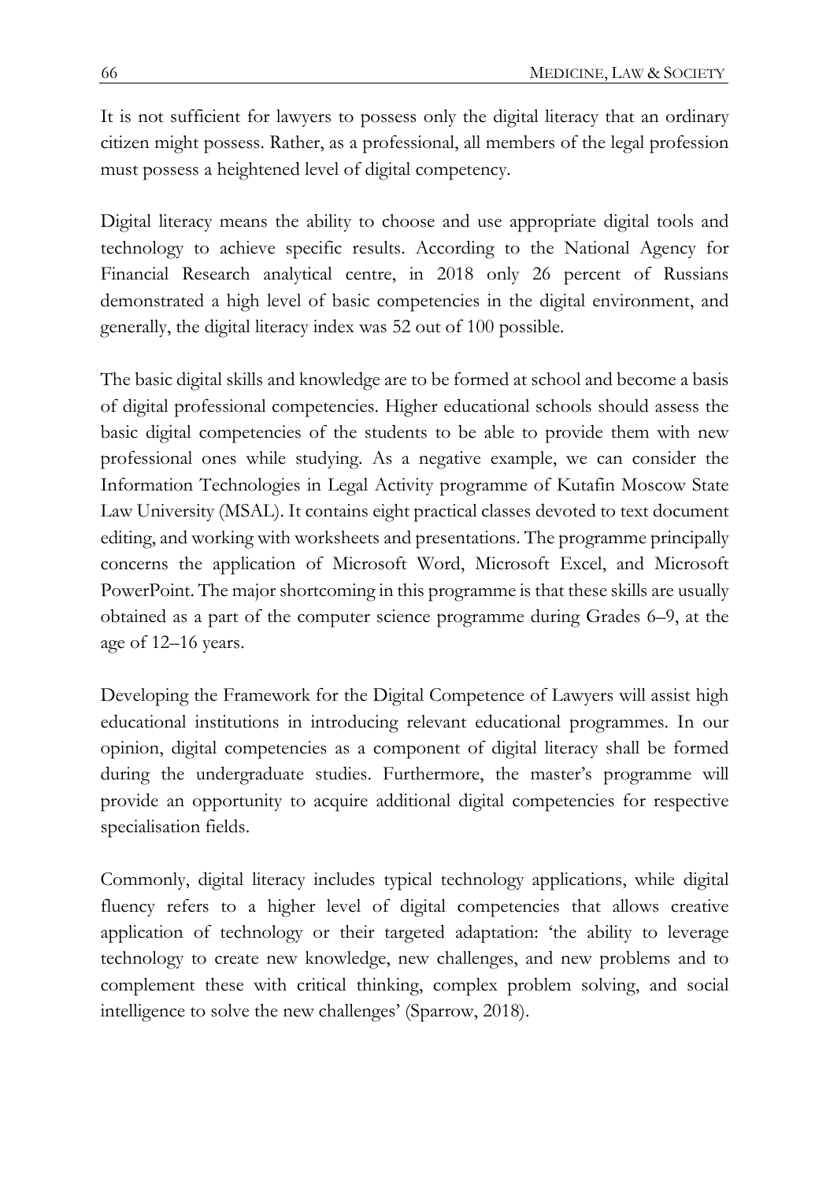It is not sufficient for lawyers to possess only the digital literacy that an ordinary citizen might possess. Rather, as a professional, all members of the legal profession must possess a heightened level of digital competency.

Digital literacy means the ability to choose and use appropriate digital tools and technology to achieve specific results. According to the National Agency for Financial Research analytical centre, in 2018 only 26 percent of Russians demonstrated a high level of basic competencies in the digital environment, and generally, the digital literacy index was 52 out of 100 possible.

The basic digital skills and knowledge are to be formed at school and become a basis of digital professional competencies. Higher educational schools should assess the basic digital competencies of the students to be able to provide them with new professional ones while studying. As a negative example, we can consider the Information Technologies in Legal Activity programme of Kutafin Moscow State Law University (MSAL). It contains eight practical classes devoted to text document editing, and working with worksheets and presentations. The programme principally concerns the application of Microsoft Word, Microsoft Excel, and Microsoft PowerPoint. The major shortcoming in this programme is that these skills are usually obtained as a part of the computer science programme during Grades 6–9, at the age of 12–16 years.

Developing the Framework for the Digital Competence of Lawyers will assist high educational institutions in introducing relevant educational programmes. In our opinion, digital competencies as a component of digital literacy shall be formed during the undergraduate studies. Furthermore, the master's programme will provide an opportunity to acquire additional digital competencies for respective specialisation fields.

Commonly, digital literacy includes typical technology applications, while digital fluency refers to a higher level of digital competencies that allows creative application of technology or their targeted adaptation: 'the ability to leverage technology to create new knowledge, new challenges, and new problems and to complement these with critical thinking, complex problem solving, and social intelligence to solve the new challenges' (Sparrow, 2018).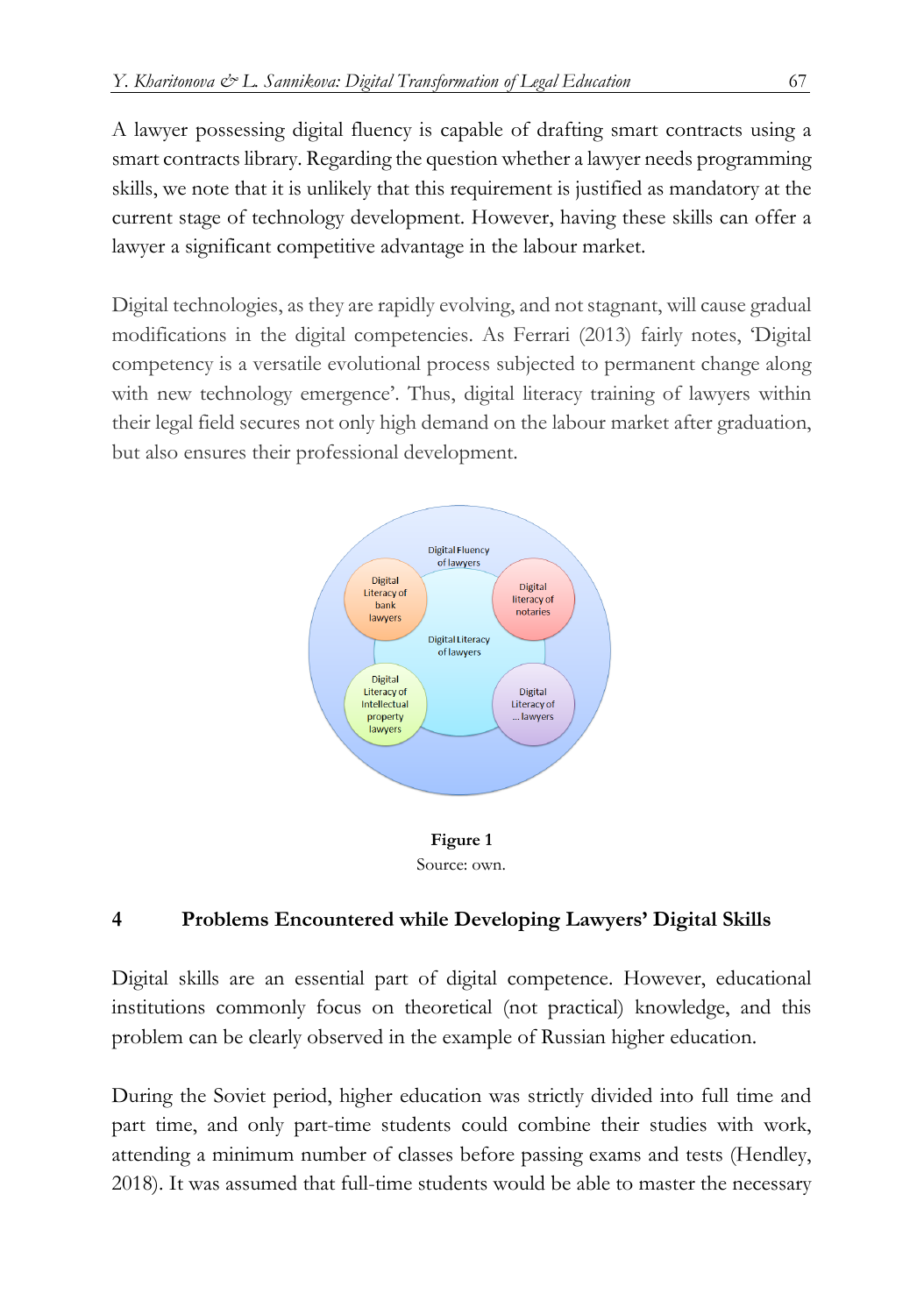A lawyer possessing digital fluency is capable of drafting smart contracts using a smart contracts library. Regarding the question whether a lawyer needs programming skills, we note that it is unlikely that this requirement is justified as mandatory at the current stage of technology development. However, having these skills can offer a lawyer a significant competitive advantage in the labour market.

Digital technologies, as they are rapidly evolving, and not stagnant, will cause gradual modifications in the digital competencies. As Ferrari (2013) fairly notes, 'Digital competency is a versatile evolutional process subjected to permanent change along with new technology emergence'. Thus, digital literacy training of lawyers within their legal field secures not only high demand on the labour market after graduation, but also ensures their professional development.

Digital Fluency of lawyers

Digital Literacy of bank lawyers

Digital literacy of notaries

Digital Literacy of lawyers

Digital Literacy of Intellectual property lawyers

Digital Literacy of ... lawyers

**Figure 1**
Source: own.

## 4 Problems Encountered while Developing Lawyers' Digital Skills

Digital skills are an essential part of digital competence. However, educational institutions commonly focus on theoretical (not practical) knowledge, and this problem can be clearly observed in the example of Russian higher education.

During the Soviet period, higher education was strictly divided into full time and part time, and only part-time students could combine their studies with work, attending a minimum number of classes before passing exams and tests (Hendley, 2018). It was assumed that full-time students would be able to master the necessary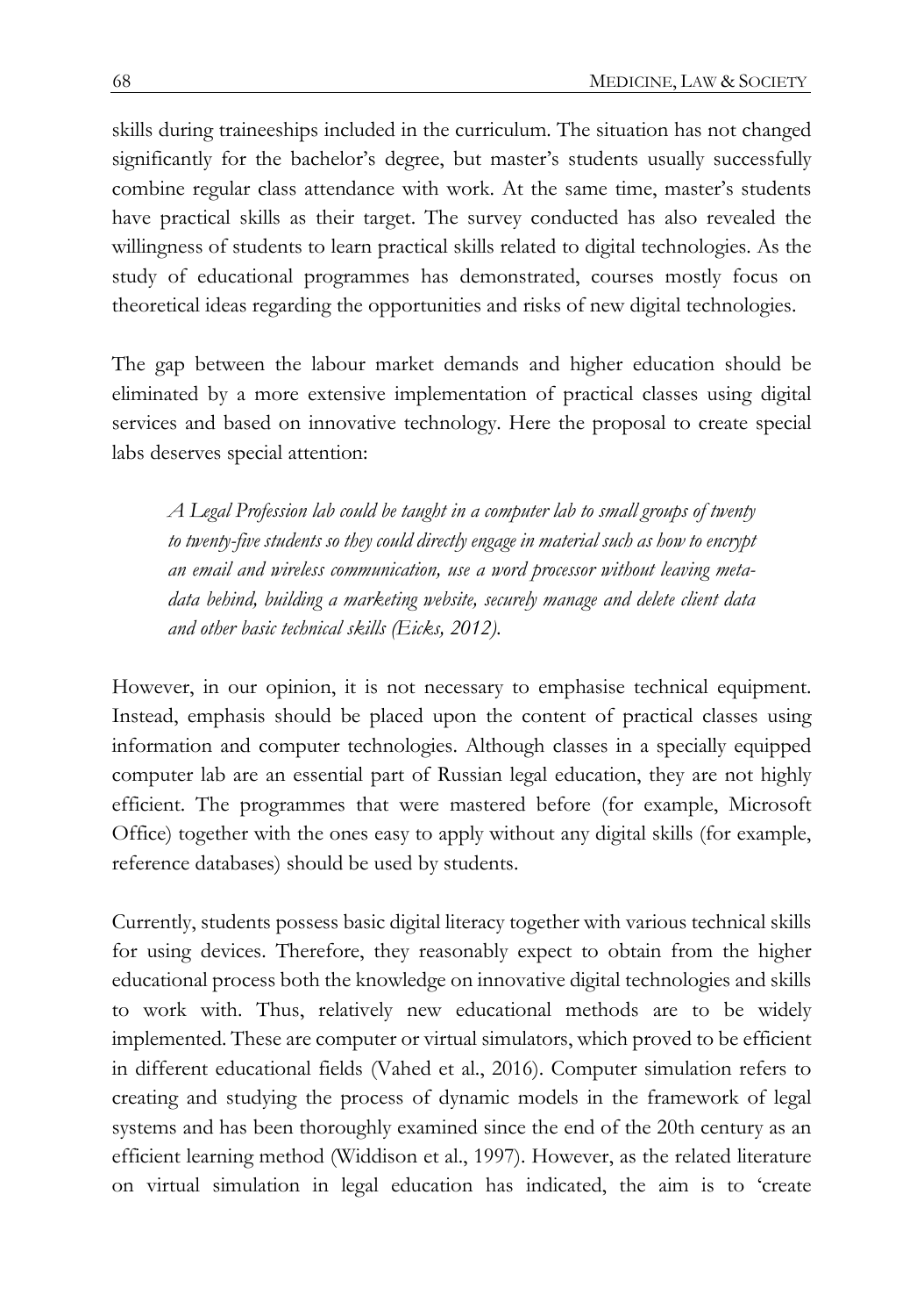skills during traineeships included in the curriculum. The situation has not changed significantly for the bachelor's degree, but master's students usually successfully combine regular class attendance with work. At the same time, master's students have practical skills as their target. The survey conducted has also revealed the willingness of students to learn practical skills related to digital technologies. As the study of educational programmes has demonstrated, courses mostly focus on theoretical ideas regarding the opportunities and risks of new digital technologies.

The gap between the labour market demands and higher education should be eliminated by a more extensive implementation of practical classes using digital services and based on innovative technology. Here the proposal to create special labs deserves special attention:

> *A Legal Profession lab could be taught in a computer lab to small groups of twenty to twenty-five students so they could directly engage in material such as how to encrypt an email and wireless communication, use a word processor without leaving meta-data behind, building a marketing website, securely manage and delete client data and other basic technical skills (Eicks, 2012).*

However, in our opinion, it is not necessary to emphasise technical equipment. Instead, emphasis should be placed upon the content of practical classes using information and computer technologies. Although classes in a specially equipped computer lab are an essential part of Russian legal education, they are not highly efficient. The programmes that were mastered before (for example, Microsoft Office) together with the ones easy to apply without any digital skills (for example, reference databases) should be used by students.

Currently, students possess basic digital literacy together with various technical skills for using devices. Therefore, they reasonably expect to obtain from the higher educational process both the knowledge on innovative digital technologies and skills to work with. Thus, relatively new educational methods are to be widely implemented. These are computer or virtual simulators, which proved to be efficient in different educational fields (Vahed et al., 2016). Computer simulation refers to creating and studying the process of dynamic models in the framework of legal systems and has been thoroughly examined since the end of the 20th century as an efficient learning method (Widdison et al., 1997). However, as the related literature on virtual simulation in legal education has indicated, the aim is to 'create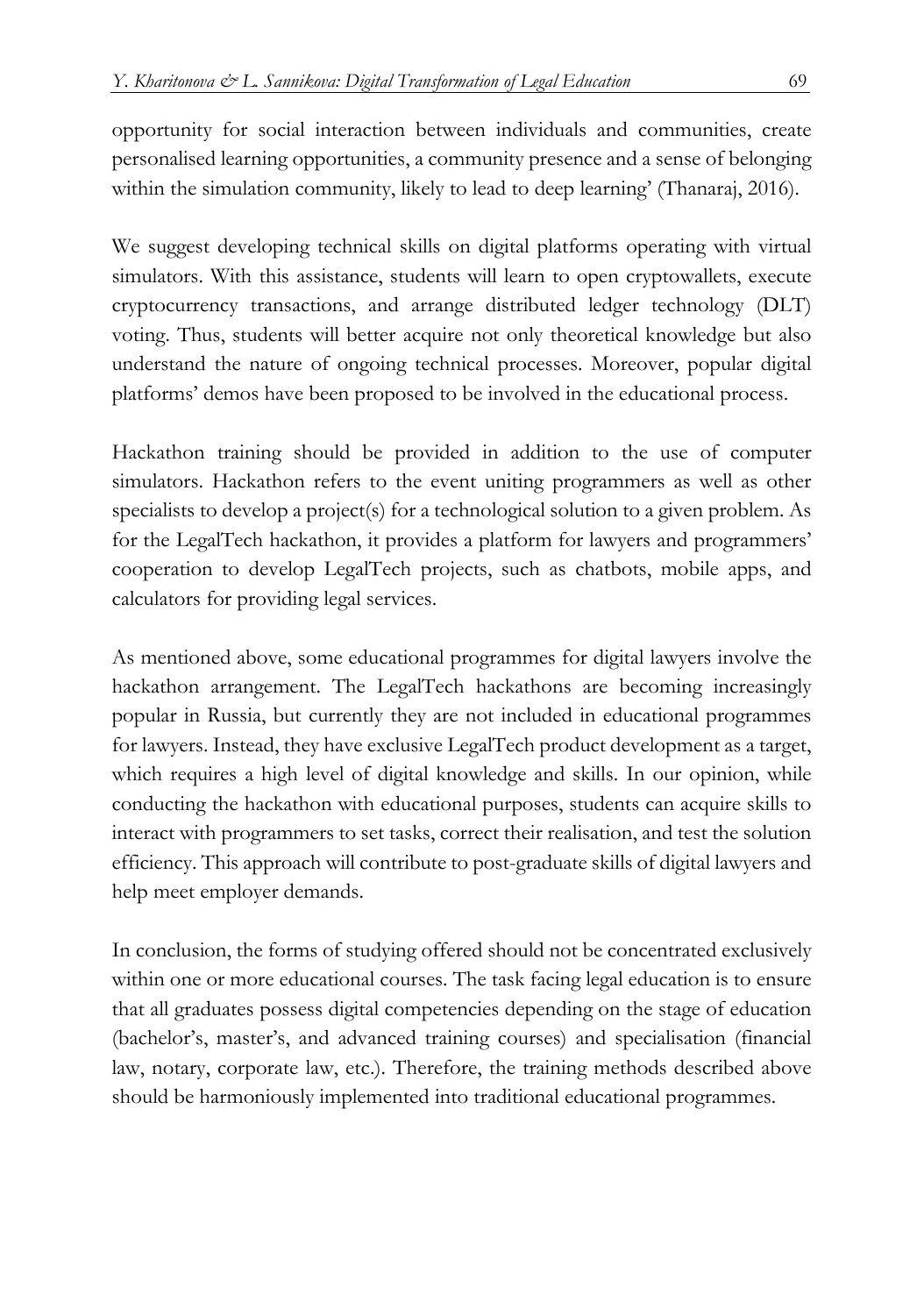opportunity for social interaction between individuals and communities, create personalised learning opportunities, a community presence and a sense of belonging within the simulation community, likely to lead to deep learning' (Thanaraj, 2016).

We suggest developing technical skills on digital platforms operating with virtual simulators. With this assistance, students will learn to open cryptowallets, execute cryptocurrency transactions, and arrange distributed ledger technology (DLT) voting. Thus, students will better acquire not only theoretical knowledge but also understand the nature of ongoing technical processes. Moreover, popular digital platforms' demos have been proposed to be involved in the educational process.

Hackathon training should be provided in addition to the use of computer simulators. Hackathon refers to the event uniting programmers as well as other specialists to develop a project(s) for a technological solution to a given problem. As for the LegalTech hackathon, it provides a platform for lawyers and programmers' cooperation to develop LegalTech projects, such as chatbots, mobile apps, and calculators for providing legal services.

As mentioned above, some educational programmes for digital lawyers involve the hackathon arrangement. The LegalTech hackathons are becoming increasingly popular in Russia, but currently they are not included in educational programmes for lawyers. Instead, they have exclusive LegalTech product development as a target, which requires a high level of digital knowledge and skills. In our opinion, while conducting the hackathon with educational purposes, students can acquire skills to interact with programmers to set tasks, correct their realisation, and test the solution efficiency. This approach will contribute to post-graduate skills of digital lawyers and help meet employer demands.

In conclusion, the forms of studying offered should not be concentrated exclusively within one or more educational courses. The task facing legal education is to ensure that all graduates possess digital competencies depending on the stage of education (bachelor's, master's, and advanced training courses) and specialisation (financial law, notary, corporate law, etc.). Therefore, the training methods described above should be harmoniously implemented into traditional educational programmes.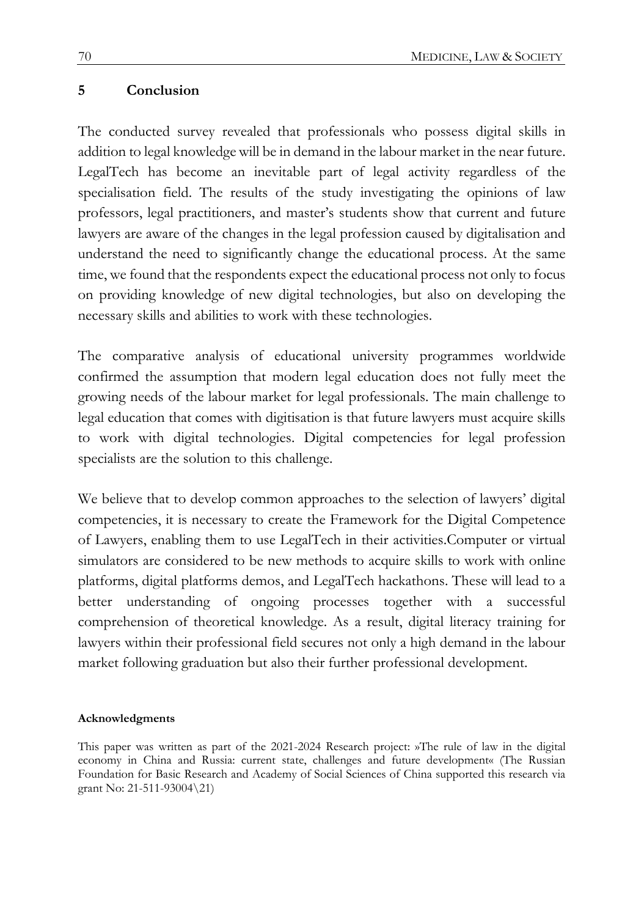## 5 Conclusion

The conducted survey revealed that professionals who possess digital skills in addition to legal knowledge will be in demand in the labour market in the near future. LegalTech has become an inevitable part of legal activity regardless of the specialisation field. The results of the study investigating the opinions of law professors, legal practitioners, and master's students show that current and future lawyers are aware of the changes in the legal profession caused by digitalisation and understand the need to significantly change the educational process. At the same time, we found that the respondents expect the educational process not only to focus on providing knowledge of new digital technologies, but also on developing the necessary skills and abilities to work with these technologies.

The comparative analysis of educational university programmes worldwide confirmed the assumption that modern legal education does not fully meet the growing needs of the labour market for legal professionals. The main challenge to legal education that comes with digitisation is that future lawyers must acquire skills to work with digital technologies. Digital competencies for legal profession specialists are the solution to this challenge.

We believe that to develop common approaches to the selection of lawyers' digital competencies, it is necessary to create the Framework for the Digital Competence of Lawyers, enabling them to use LegalTech in their activities.Computer or virtual simulators are considered to be new methods to acquire skills to work with online platforms, digital platforms demos, and LegalTech hackathons. These will lead to a better understanding of ongoing processes together with a successful comprehension of theoretical knowledge. As a result, digital literacy training for lawyers within their professional field secures not only a high demand in the labour market following graduation but also their further professional development.

**Acknowledgments**

This paper was written as part of the 2021-2024 Research project: »The rule of law in the digital economy in China and Russia: current state, challenges and future development« (The Russian Foundation for Basic Research and Academy of Social Sciences of China supported this research via grant No: 21-511-93004\21)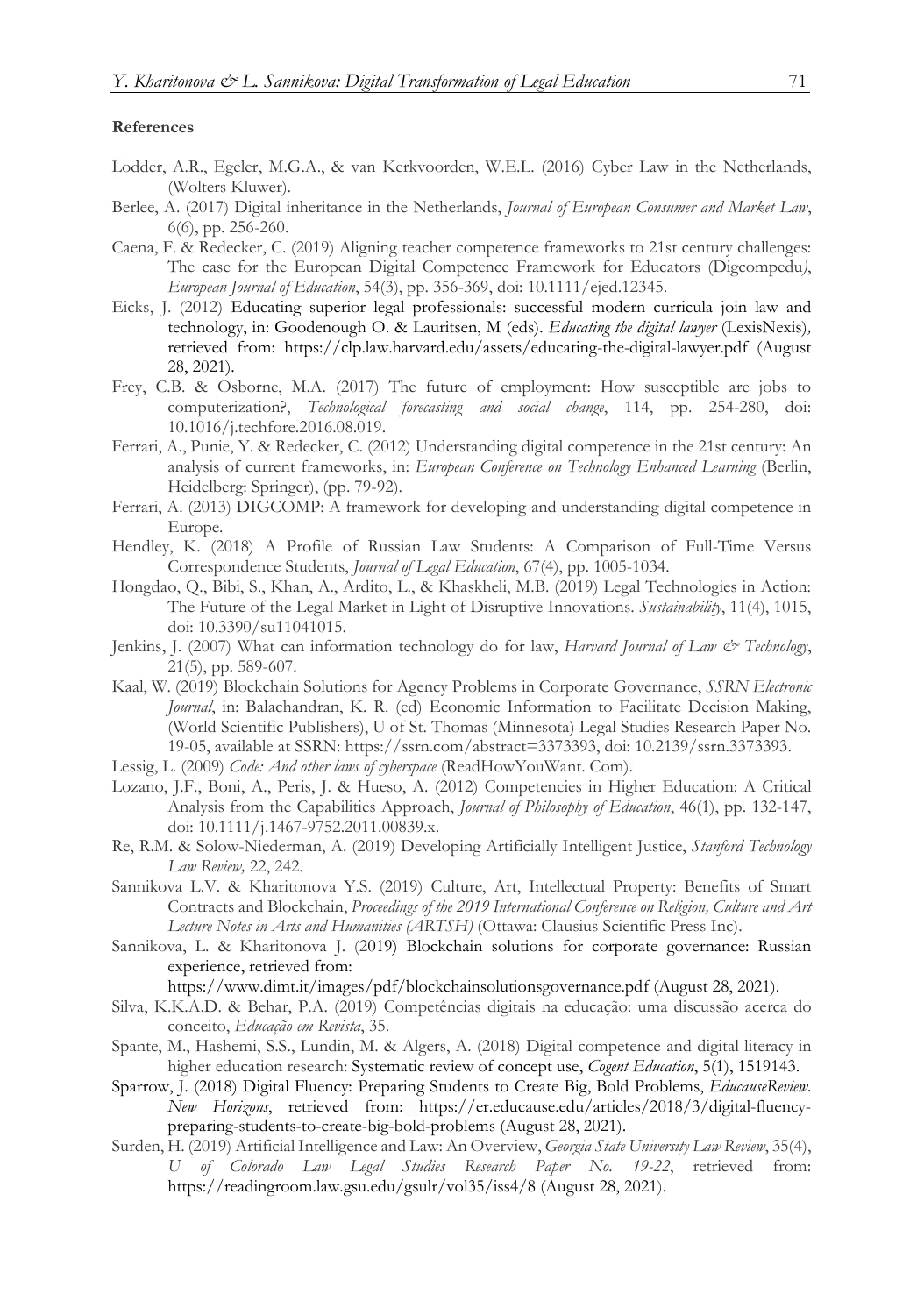**References**

Lodder, A.R., Egeler, M.G.A., & van Kerkvoorden, W.E.L. (2016) Cyber Law in the Netherlands, (Wolters Kluwer).

Berlee, A. (2017) Digital inheritance in the Netherlands, *Journal of European Consumer and Market Law*, 6(6), pp. 256-260.

Caena, F. & Redecker, C. (2019) Aligning teacher competence frameworks to 21st century challenges: The case for the European Digital Competence Framework for Educators (Digcompedu), *European Journal of Education*, 54(3), pp. 356-369, doi: 10.1111/ejed.12345.

Eicks, J. (2012) Educating superior legal professionals: successful modern curricula join law and technology, in: Goodenough O. & Lauritsen, M (eds). *Educating the digital lawyer* (LexisNexis), retrieved from: https://clp.law.harvard.edu/assets/educating-the-digital-lawyer.pdf (August 28, 2021).

Frey, C.B. & Osborne, M.A. (2017) The future of employment: How susceptible are jobs to computerization?, *Technological forecasting and social change*, 114, pp. 254-280, doi: 10.1016/j.techfore.2016.08.019.

Ferrari, A., Punie, Y. & Redecker, C. (2012) Understanding digital competence in the 21st century: An analysis of current frameworks, in: *European Conference on Technology Enhanced Learning* (Berlin, Heidelberg: Springer), (pp. 79-92).

Ferrari, A. (2013) DIGCOMP: A framework for developing and understanding digital competence in Europe.

Hendley, K. (2018) A Profile of Russian Law Students: A Comparison of Full-Time Versus Correspondence Students, *Journal of Legal Education*, 67(4), pp. 1005-1034.

Hongdao, Q., Bibi, S., Khan, A., Ardito, L., & Khaskheli, M.B. (2019) Legal Technologies in Action: The Future of the Legal Market in Light of Disruptive Innovations. *Sustainability*, 11(4), 1015, doi: 10.3390/su11041015.

Jenkins, J. (2007) What can information technology do for law, *Harvard Journal of Law & Technology*, 21(5), pp. 589-607.

Kaal, W. (2019) Blockchain Solutions for Agency Problems in Corporate Governance, *SSRN Electronic Journal*, in: Balachandran, K. R. (ed) Economic Information to Facilitate Decision Making, (World Scientific Publishers), U of St. Thomas (Minnesota) Legal Studies Research Paper No. 19-05, available at SSRN: https://ssrn.com/abstract=3373393, doi: 10.2139/ssrn.3373393.

Lessig, L. (2009) *Code: And other laws of cyberspace* (ReadHowYouWant. Com).

Lozano, J.F., Boni, A., Peris, J. & Hueso, A. (2012) Competencies in Higher Education: A Critical Analysis from the Capabilities Approach, *Journal of Philosophy of Education*, 46(1), pp. 132-147, doi: 10.1111/j.1467-9752.2011.00839.x.

Re, R.M. & Solow-Niederman, A. (2019) Developing Artificially Intelligent Justice, *Stanford Technology Law Review,* 22, 242.

Sannikova L.V. & Kharitonova Y.S. (2019) Culture, Art, Intellectual Property: Benefits of Smart Contracts and Blockchain, *Proceedings of the 2019 International Conference on Religion, Culture and Art Lecture Notes in Arts and Humanities (ARTSH)* (Ottawa: Clausius Scientific Press Inc).

Sannikova, L. & Kharitonova J. (2019) Blockchain solutions for corporate governance: Russian experience, retrieved from: https://www.dimt.it/images/pdf/blockchainsolutionsgovernance.pdf (August 28, 2021).

Silva, K.K.A.D. & Behar, P.A. (2019) Competências digitais na educação: uma discussão acerca do conceito, *Educação em Revista*, 35.

Spante, M., Hashemi, S.S., Lundin, M. & Algers, A. (2018) Digital competence and digital literacy in higher education research: Systematic review of concept use, *Cogent Education*, 5(1), 1519143.

Sparrow, J. (2018) Digital Fluency: Preparing Students to Create Big, Bold Problems, *EducauseReview. New Horizons*, retrieved from: https://er.educause.edu/articles/2018/3/digital-fluency-preparing-students-to-create-big-bold-problems (August 28, 2021).

Surden, H. (2019) Artificial Intelligence and Law: An Overview, *Georgia State University Law Review*, 35(4), *U of Colorado Law Legal Studies Research Paper No. 19-22*, retrieved from: https://readingroom.law.gsu.edu/gsulr/vol35/iss4/8 (August 28, 2021).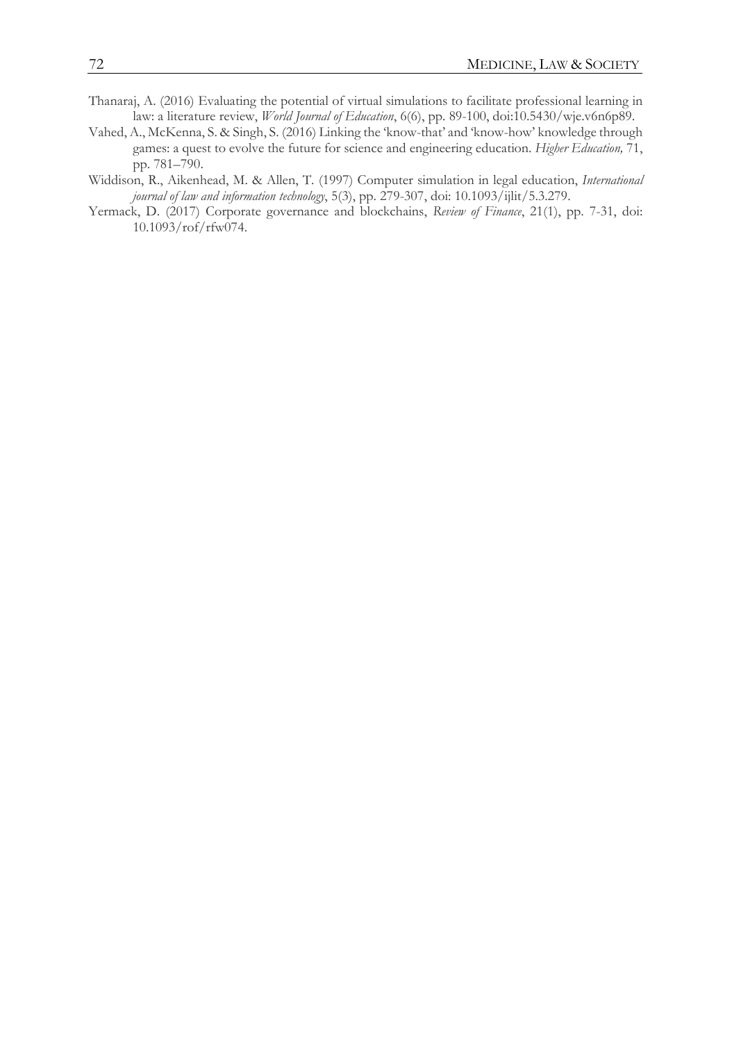Thanaraj, A. (2016) Evaluating the potential of virtual simulations to facilitate professional learning in law: a literature review, *World Journal of Education*, 6(6), pp. 89-100, doi:10.5430/wje.v6n6p89.

Vahed, A., McKenna, S. & Singh, S. (2016) Linking the 'know-that' and 'know-how' knowledge through games: a quest to evolve the future for science and engineering education. *Higher Education,* 71, pp. 781–790.

Widdison, R., Aikenhead, M. & Allen, T. (1997) Computer simulation in legal education, *International journal of law and information technology*, 5(3), pp. 279-307, doi: 10.1093/ijlit/5.3.279.

Yermack, D. (2017) Corporate governance and blockchains, *Review of Finance*, 21(1), pp. 7-31, doi: 10.1093/rof/rfw074.